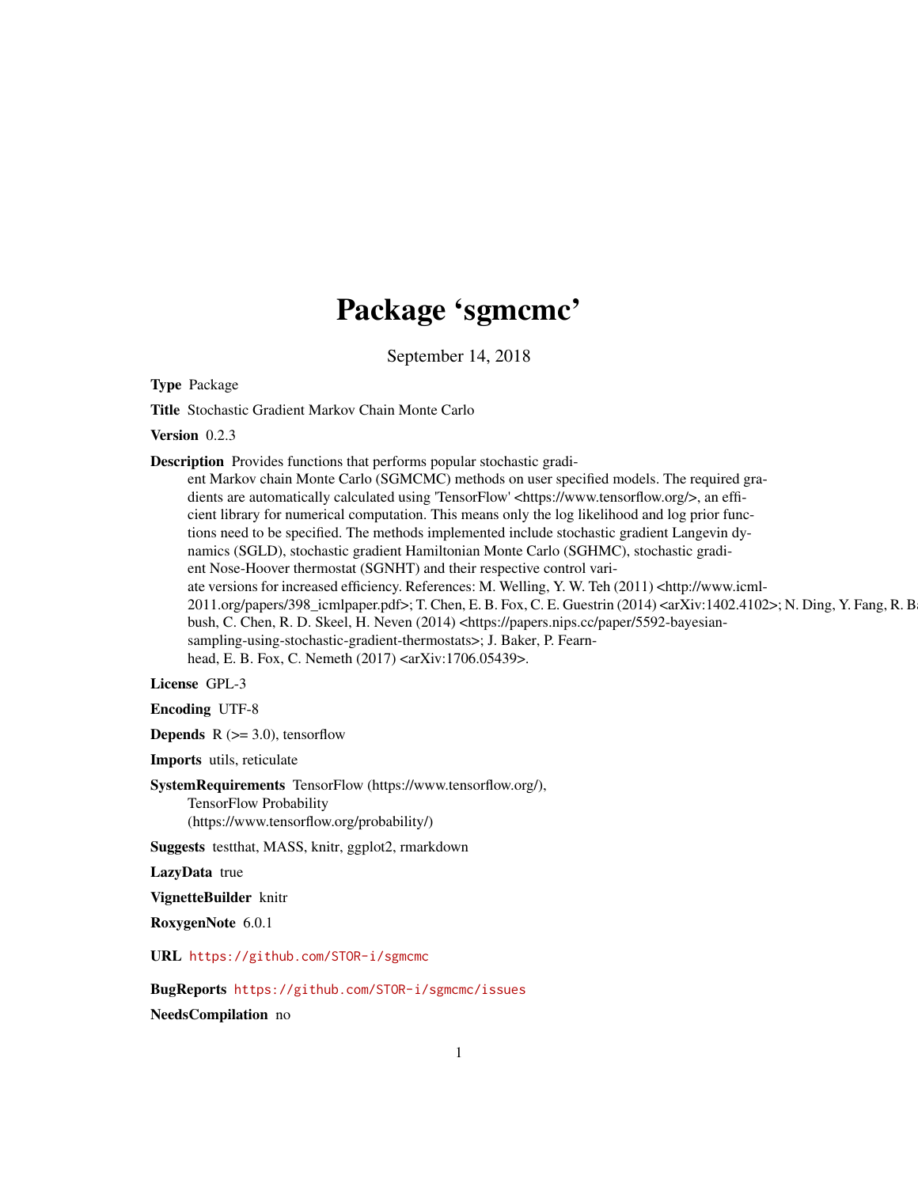# Package 'sgmcmc'

September 14, 2018

**Type** Package

**Title** Stochastic Gradient Markov Chain Monte Carlo

**Version** 0.2.3

**Description** Provides functions that performs popular stochastic gradient Markov chain Monte Carlo (SGMCMC) methods on user specified models. The required gradients are automatically calculated using 'TensorFlow' <https://www.tensorflow.org/>, an efficient library for numerical computation. This means only the log likelihood and log prior functions need to be specified. The methods implemented include stochastic gradient Langevin dynamics (SGLD), stochastic gradient Hamiltonian Monte Carlo (SGHMC), stochastic gradient Nose-Hoover thermostat (SGNHT) and their respective control variate versions for increased efficiency. References: M. Welling, Y. W. Teh (2011) <http://www.icml-2011.org/papers/398_icmlpaper.pdf>; T. Chen, E. B. Fox, C. E. Guestrin (2014) <arXiv:1402.4102>; N. Ding, Y. Fang, R. Babbush, C. Chen, R. D. Skeel, H. Neven (2014) <https://papers.nips.cc/paper/5592-bayesian-sampling-using-stochastic-gradient-thermostats>; J. Baker, P. Fearnhead, E. B. Fox, C. Nemeth (2017) <arXiv:1706.05439>.

**License** GPL-3

**Encoding** UTF-8

**Depends** R (>= 3.0), tensorflow

**Imports** utils, reticulate

**SystemRequirements** TensorFlow (https://www.tensorflow.org/), TensorFlow Probability (https://www.tensorflow.org/probability/)

**Suggests** testthat, MASS, knitr, ggplot2, rmarkdown

**LazyData** true

**VignetteBuilder** knitr

**RoxygenNote** 6.0.1

**URL** https://github.com/STOR-i/sgmcmc

**BugReports** https://github.com/STOR-i/sgmcmc/issues

**NeedsCompilation** no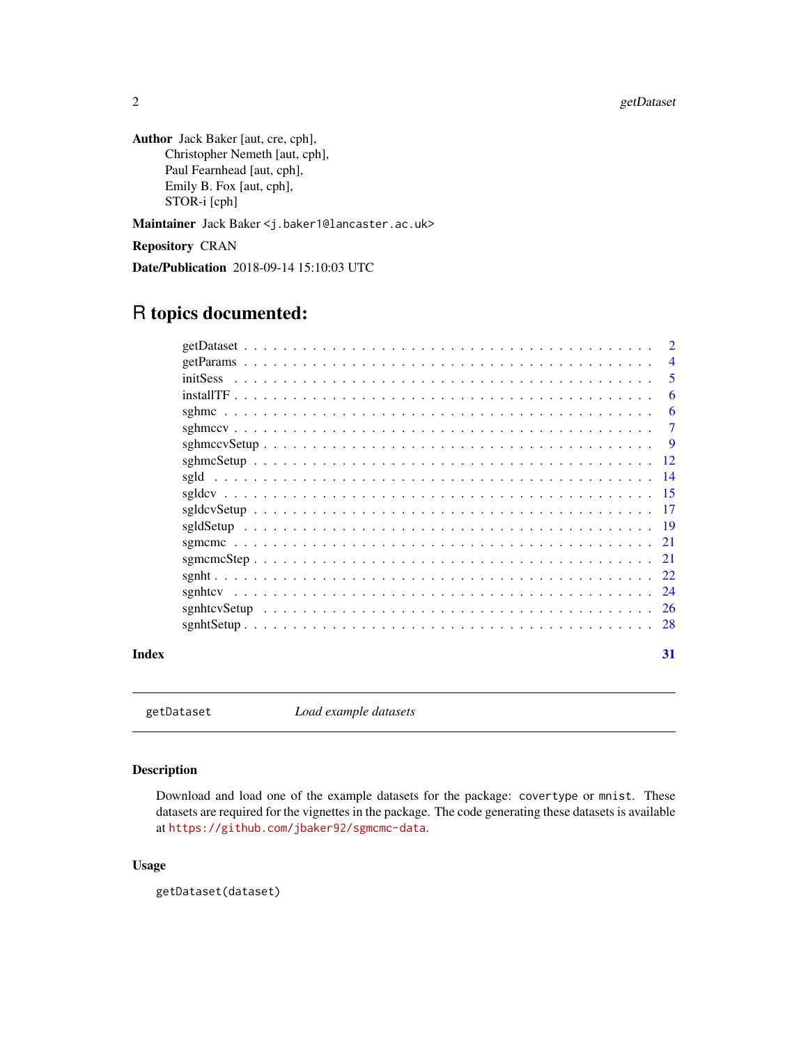**Author** Jack Baker [aut, cre, cph],
Christopher Nemeth [aut, cph],
Paul Fearnhead [aut, cph],
Emily B. Fox [aut, cph],
STOR-i [cph]

**Maintainer** Jack Baker <j.baker1@lancaster.ac.uk>

**Repository** CRAN

**Date/Publication** 2018-09-14 15:10:03 UTC

# R topics documented:

- getDataset . . . . . . . . . . . . . . . . . . . . . . . . . . . . . . . . . . . . . . . . 2
- getParams . . . . . . . . . . . . . . . . . . . . . . . . . . . . . . . . . . . . . . . . 4
- initSess . . . . . . . . . . . . . . . . . . . . . . . . . . . . . . . . . . . . . . . . 5
- installTF . . . . . . . . . . . . . . . . . . . . . . . . . . . . . . . . . . . . . . . . 6
- sghmc . . . . . . . . . . . . . . . . . . . . . . . . . . . . . . . . . . . . . . . . 6
- sghmccv . . . . . . . . . . . . . . . . . . . . . . . . . . . . . . . . . . . . . . . . 7
- sghmccvSetup . . . . . . . . . . . . . . . . . . . . . . . . . . . . . . . . . . . . . . . . 9
- sghmcSetup . . . . . . . . . . . . . . . . . . . . . . . . . . . . . . . . . . . . . . . . 12
- sgld . . . . . . . . . . . . . . . . . . . . . . . . . . . . . . . . . . . . . . . . 14
- sgldcv . . . . . . . . . . . . . . . . . . . . . . . . . . . . . . . . . . . . . . . . 15
- sgldcvSetup . . . . . . . . . . . . . . . . . . . . . . . . . . . . . . . . . . . . . . . . 17
- sgldSetup . . . . . . . . . . . . . . . . . . . . . . . . . . . . . . . . . . . . . . . . 19
- sgmcmc . . . . . . . . . . . . . . . . . . . . . . . . . . . . . . . . . . . . . . . . 21
- sgmcmcStep . . . . . . . . . . . . . . . . . . . . . . . . . . . . . . . . . . . . . . . . 21
- sgnht . . . . . . . . . . . . . . . . . . . . . . . . . . . . . . . . . . . . . . . . 22
- sgnhtcv . . . . . . . . . . . . . . . . . . . . . . . . . . . . . . . . . . . . . . . . 24
- sgnhtcvSetup . . . . . . . . . . . . . . . . . . . . . . . . . . . . . . . . . . . . . . . . 26
- sgnhtSetup . . . . . . . . . . . . . . . . . . . . . . . . . . . . . . . . . . . . . . . . 28

**Index** **31**

---

getDataset *Load example datasets*

---

### Description

Download and load one of the example datasets for the package: `covertype` or `mnist`. These datasets are required for the vignettes in the package. The code generating these datasets is available at https://github.com/jbaker92/sgmcmc-data.

### Usage

```
getDataset(dataset)
```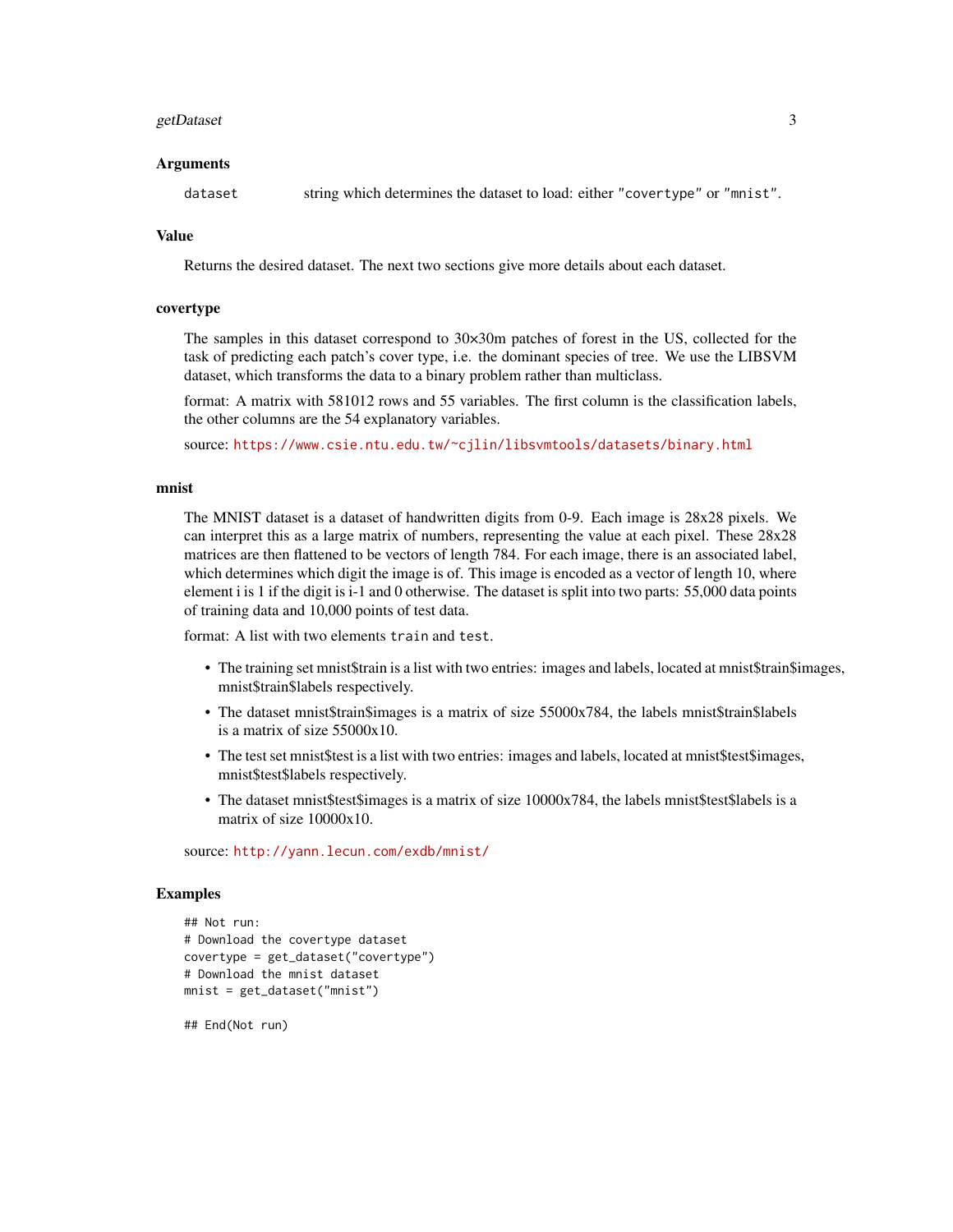## Arguments

dataset — string which determines the dataset to load: either "covertype" or "mnist".

## Value

Returns the desired dataset. The next two sections give more details about each dataset.

## covertype

The samples in this dataset correspond to 30×30m patches of forest in the US, collected for the task of predicting each patch's cover type, i.e. the dominant species of tree. We use the LIBSVM dataset, which transforms the data to a binary problem rather than multiclass.

format: A matrix with 581012 rows and 55 variables. The first column is the classification labels, the other columns are the 54 explanatory variables.

source: https://www.csie.ntu.edu.tw/~cjlin/libsvmtools/datasets/binary.html

## mnist

The MNIST dataset is a dataset of handwritten digits from 0-9. Each image is 28x28 pixels. We can interpret this as a large matrix of numbers, representing the value at each pixel. These 28x28 matrices are then flattened to be vectors of length 784. For each image, there is an associated label, which determines which digit the image is of. This image is encoded as a vector of length 10, where element i is 1 if the digit is i-1 and 0 otherwise. The dataset is split into two parts: 55,000 data points of training data and 10,000 points of test data.

format: A list with two elements `train` and `test`.

- The training set mnist$train is a list with two entries: images and labels, located at mnist$train$images, mnist$train$labels respectively.
- The dataset mnist$train$images is a matrix of size 55000x784, the labels mnist$train$labels is a matrix of size 55000x10.
- The test set mnist$test is a list with two entries: images and labels, located at mnist$test$images, mnist$test$labels respectively.
- The dataset mnist$test$images is a matrix of size 10000x784, the labels mnist$test$labels is a matrix of size 10000x10.

source: http://yann.lecun.com/exdb/mnist/

## Examples

```
## Not run:
# Download the covertype dataset
covertype = get_dataset("covertype")
# Download the mnist dataset
mnist = get_dataset("mnist")

## End(Not run)
```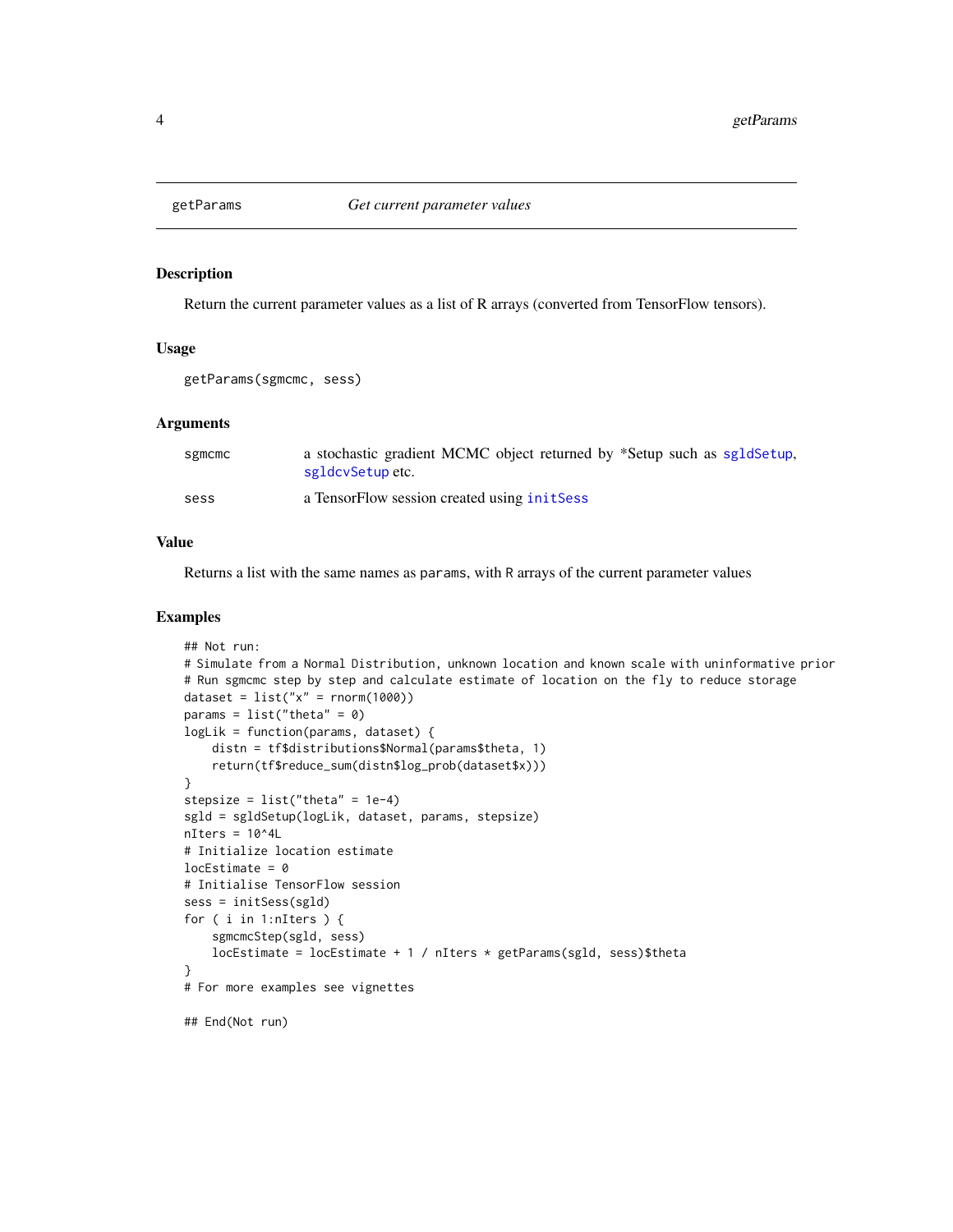## getParams *Get current parameter values*

### Description

Return the current parameter values as a list of R arrays (converted from TensorFlow tensors).

### Usage

```
getParams(sgmcmc, sess)
```

### Arguments

| | |
|---|---|
| sgmcmc | a stochastic gradient MCMC object returned by *Setup such as sgldSetup, sgldcvSetup etc. |
| sess | a TensorFlow session created using initSess |

### Value

Returns a list with the same names as `params`, with `R` arrays of the current parameter values

### Examples

```
## Not run:
# Simulate from a Normal Distribution, unknown location and known scale with uninformative prior
# Run sgmcmc step by step and calculate estimate of location on the fly to reduce storage
dataset = list("x" = rnorm(1000))
params = list("theta" = 0)
logLik = function(params, dataset) {
    distn = tf$distributions$Normal(params$theta, 1)
    return(tf$reduce_sum(distn$log_prob(dataset$x)))
}
stepsize = list("theta" = 1e-4)
sgld = sgldSetup(logLik, dataset, params, stepsize)
nIters = 10^4L
# Initialize location estimate
locEstimate = 0
# Initialise TensorFlow session
sess = initSess(sgld)
for ( i in 1:nIters ) {
    sgmcmcStep(sgld, sess)
    locEstimate = locEstimate + 1 / nIters * getParams(sgld, sess)$theta
}
# For more examples see vignettes

## End(Not run)
```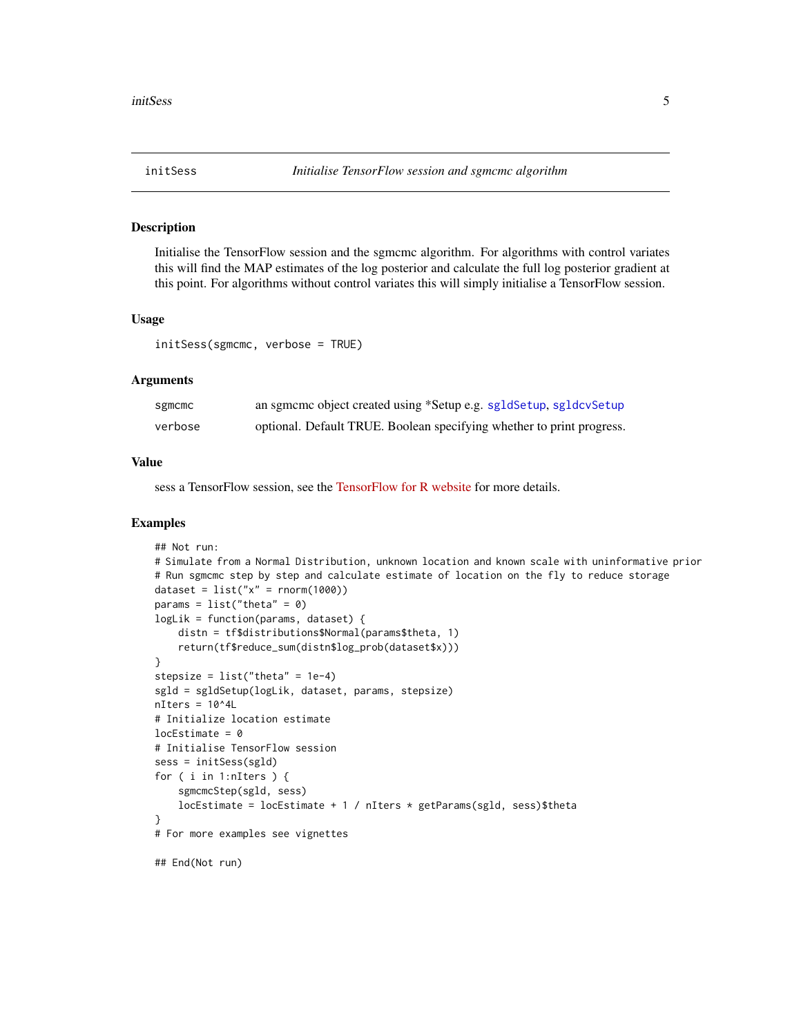# initSess — *Initialise TensorFlow session and sgmcmc algorithm*

## Description

Initialise the TensorFlow session and the sgmcmc algorithm. For algorithms with control variates this will find the MAP estimates of the log posterior and calculate the full log posterior gradient at this point. For algorithms without control variates this will simply initialise a TensorFlow session.

## Usage

```
initSess(sgmcmc, verbose = TRUE)
```

## Arguments

| | |
|---|---|
| sgmcmc | an sgmcmc object created using *Setup e.g. sgldSetup, sgldcvSetup |
| verbose | optional. Default TRUE. Boolean specifying whether to print progress. |

## Value

sess a TensorFlow session, see the TensorFlow for R website for more details.

## Examples

```
## Not run:
# Simulate from a Normal Distribution, unknown location and known scale with uninformative prior
# Run sgmcmc step by step and calculate estimate of location on the fly to reduce storage
dataset = list("x" = rnorm(1000))
params = list("theta" = 0)
logLik = function(params, dataset) {
    distn = tf$distributions$Normal(params$theta, 1)
    return(tf$reduce_sum(distn$log_prob(dataset$x)))
}
stepsize = list("theta" = 1e-4)
sgld = sgldSetup(logLik, dataset, params, stepsize)
nIters = 10^4L
# Initialize location estimate
locEstimate = 0
# Initialise TensorFlow session
sess = initSess(sgld)
for ( i in 1:nIters ) {
    sgmcmcStep(sgld, sess)
    locEstimate = locEstimate + 1 / nIters * getParams(sgld, sess)$theta
}
# For more examples see vignettes

## End(Not run)
```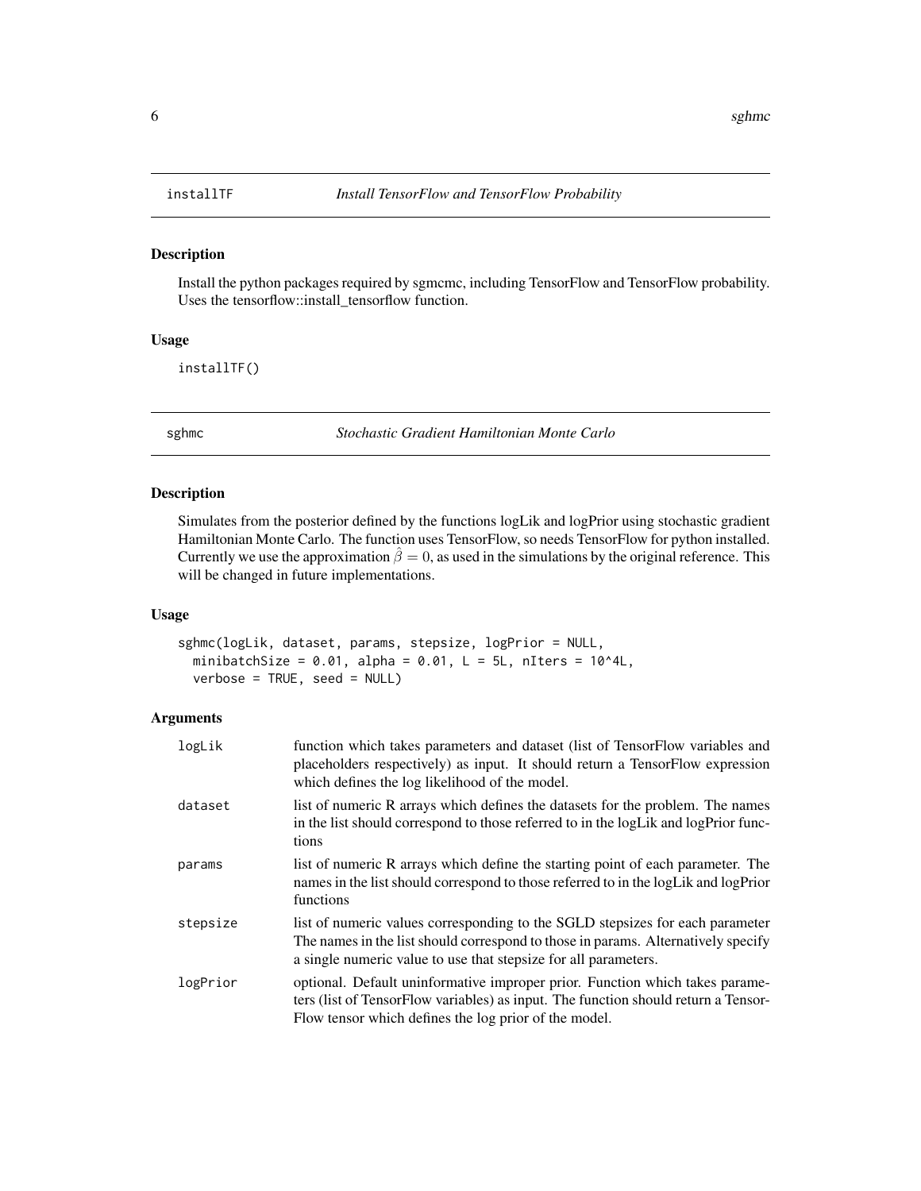## installTF *Install TensorFlow and TensorFlow Probability*

### Description

Install the python packages required by sgmcmc, including TensorFlow and TensorFlow probability. Uses the tensorflow::install_tensorflow function.

### Usage

```
installTF()
```

## sghmc *Stochastic Gradient Hamiltonian Monte Carlo*

### Description

Simulates from the posterior defined by the functions logLik and logPrior using stochastic gradient Hamiltonian Monte Carlo. The function uses TensorFlow, so needs TensorFlow for python installed. Currently we use the approximation $\hat{\beta} = 0$, as used in the simulations by the original reference. This will be changed in future implementations.

### Usage

```
sghmc(logLik, dataset, params, stepsize, logPrior = NULL,
  minibatchSize = 0.01, alpha = 0.01, L = 5L, nIters = 10^4L,
  verbose = TRUE, seed = NULL)
```

### Arguments

| | |
|---|---|
| logLik | function which takes parameters and dataset (list of TensorFlow variables and placeholders respectively) as input. It should return a TensorFlow expression which defines the log likelihood of the model. |
| dataset | list of numeric R arrays which defines the datasets for the problem. The names in the list should correspond to those referred to in the logLik and logPrior functions |
| params | list of numeric R arrays which define the starting point of each parameter. The names in the list should correspond to those referred to in the logLik and logPrior functions |
| stepsize | list of numeric values corresponding to the SGLD stepsizes for each parameter The names in the list should correspond to those in params. Alternatively specify a single numeric value to use that stepsize for all parameters. |
| logPrior | optional. Default uninformative improper prior. Function which takes parameters (list of TensorFlow variables) as input. The function should return a TensorFlow tensor which defines the log prior of the model. |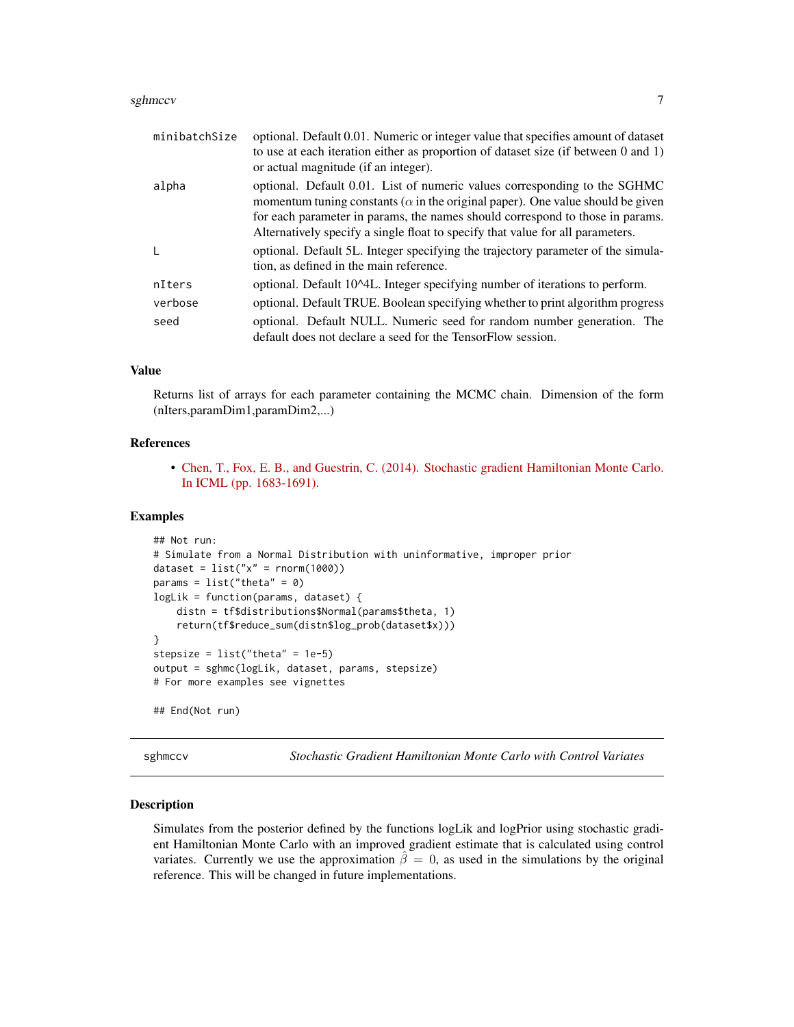| | |
|---|---|
| minibatchSize | optional. Default 0.01. Numeric or integer value that specifies amount of dataset to use at each iteration either as proportion of dataset size (if between 0 and 1) or actual magnitude (if an integer). |
| alpha | optional. Default 0.01. List of numeric values corresponding to the SGHMC momentum tuning constants ($\alpha$ in the original paper). One value should be given for each parameter in params, the names should correspond to those in params. Alternatively specify a single float to specify that value for all parameters. |
| L | optional. Default 5L. Integer specifying the trajectory parameter of the simulation, as defined in the main reference. |
| nIters | optional. Default 10^4L. Integer specifying number of iterations to perform. |
| verbose | optional. Default TRUE. Boolean specifying whether to print algorithm progress |
| seed | optional. Default NULL. Numeric seed for random number generation. The default does not declare a seed for the TensorFlow session. |

### Value

Returns list of arrays for each parameter containing the MCMC chain. Dimension of the form (nIters,paramDim1,paramDim2,...)

### References

- Chen, T., Fox, E. B., and Guestrin, C. (2014). Stochastic gradient Hamiltonian Monte Carlo. In ICML (pp. 1683-1691).

### Examples

```
## Not run:
# Simulate from a Normal Distribution with uninformative, improper prior
dataset = list("x" = rnorm(1000))
params = list("theta" = 0)
logLik = function(params, dataset) {
    distn = tf$distributions$Normal(params$theta, 1)
    return(tf$reduce_sum(distn$log_prob(dataset$x)))
}
stepsize = list("theta" = 1e-5)
output = sghmc(logLik, dataset, params, stepsize)
# For more examples see vignettes

## End(Not run)
```

## sghmccv — *Stochastic Gradient Hamiltonian Monte Carlo with Control Variates*

### Description

Simulates from the posterior defined by the functions logLik and logPrior using stochastic gradient Hamiltonian Monte Carlo with an improved gradient estimate that is calculated using control variates. Currently we use the approximation $\hat{\beta} = 0$, as used in the simulations by the original reference. This will be changed in future implementations.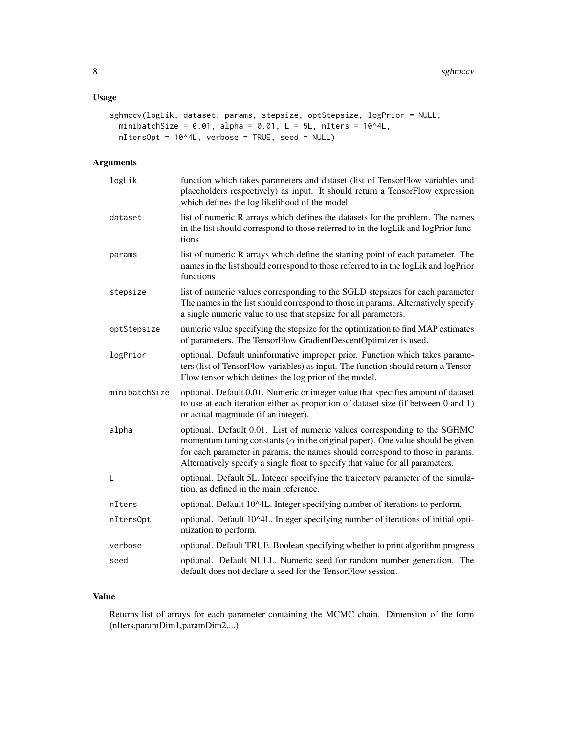### Usage

```
sghmccv(logLik, dataset, params, stepsize, optStepsize, logPrior = NULL,
  minibatchSize = 0.01, alpha = 0.01, L = 5L, nIters = 10^4L,
  nItersOpt = 10^4L, verbose = TRUE, seed = NULL)
```

### Arguments

| | |
|---|---|
| logLik | function which takes parameters and dataset (list of TensorFlow variables and placeholders respectively) as input. It should return a TensorFlow expression which defines the log likelihood of the model. |
| dataset | list of numeric R arrays which defines the datasets for the problem. The names in the list should correspond to those referred to in the logLik and logPrior functions |
| params | list of numeric R arrays which define the starting point of each parameter. The names in the list should correspond to those referred to in the logLik and logPrior functions |
| stepsize | list of numeric values corresponding to the SGLD stepsizes for each parameter The names in the list should correspond to those in params. Alternatively specify a single numeric value to use that stepsize for all parameters. |
| optStepsize | numeric value specifying the stepsize for the optimization to find MAP estimates of parameters. The TensorFlow GradientDescentOptimizer is used. |
| logPrior | optional. Default uninformative improper prior. Function which takes parameters (list of TensorFlow variables) as input. The function should return a TensorFlow tensor which defines the log prior of the model. |
| minibatchSize | optional. Default 0.01. Numeric or integer value that specifies amount of dataset to use at each iteration either as proportion of dataset size (if between 0 and 1) or actual magnitude (if an integer). |
| alpha | optional. Default 0.01. List of numeric values corresponding to the SGHMC momentum tuning constants ($\alpha$ in the original paper). One value should be given for each parameter in params, the names should correspond to those in params. Alternatively specify a single float to specify that value for all parameters. |
| L | optional. Default 5L. Integer specifying the trajectory parameter of the simulation, as defined in the main reference. |
| nIters | optional. Default 10^4L. Integer specifying number of iterations to perform. |
| nItersOpt | optional. Default 10^4L. Integer specifying number of iterations of initial optimization to perform. |
| verbose | optional. Default TRUE. Boolean specifying whether to print algorithm progress |
| seed | optional. Default NULL. Numeric seed for random number generation. The default does not declare a seed for the TensorFlow session. |

### Value

Returns list of arrays for each parameter containing the MCMC chain. Dimension of the form (nIters,paramDim1,paramDim2,...)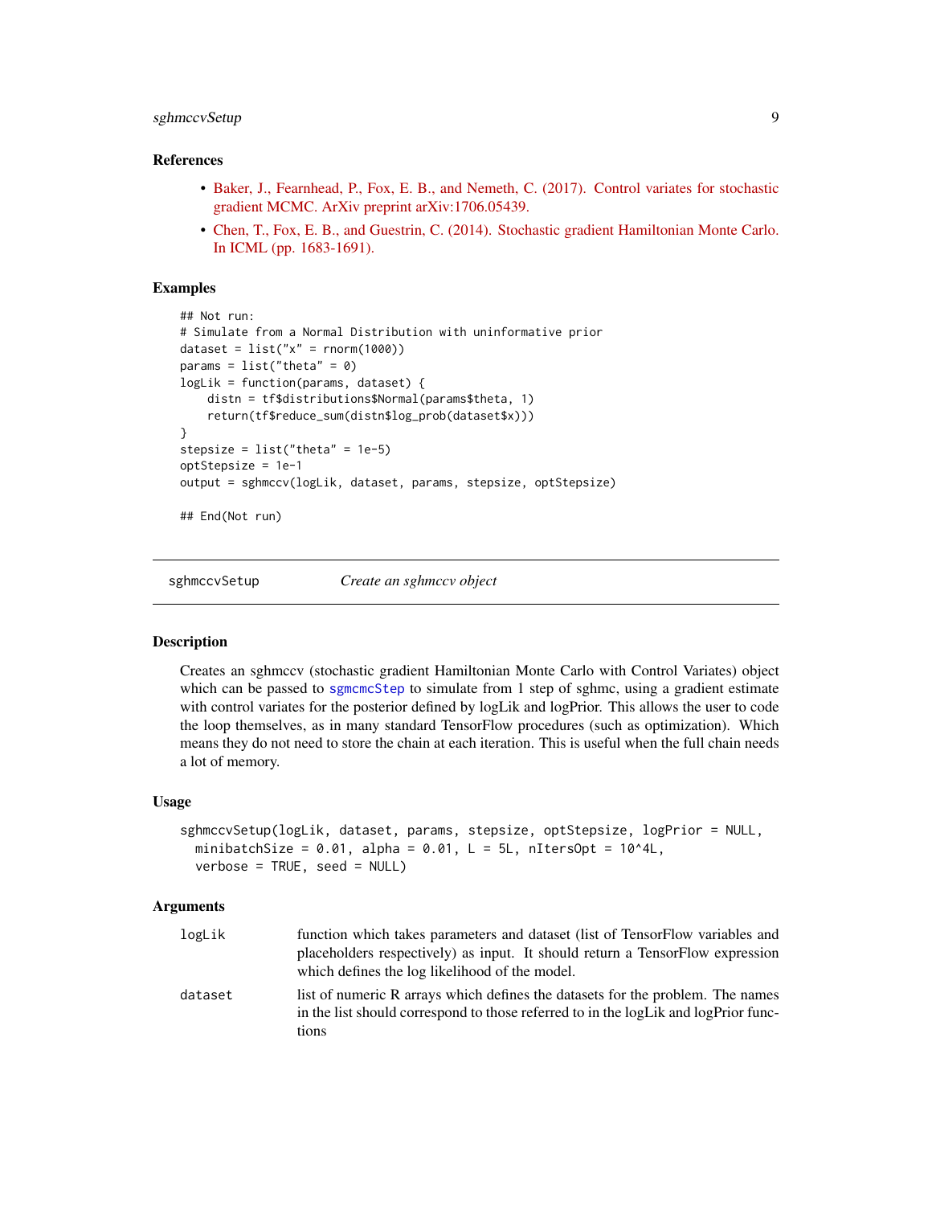## References

- Baker, J., Fearnhead, P., Fox, E. B., and Nemeth, C. (2017). Control variates for stochastic gradient MCMC. ArXiv preprint arXiv:1706.05439.
- Chen, T., Fox, E. B., and Guestrin, C. (2014). Stochastic gradient Hamiltonian Monte Carlo. In ICML (pp. 1683-1691).

## Examples

```
## Not run:
# Simulate from a Normal Distribution with uninformative prior
dataset = list("x" = rnorm(1000))
params = list("theta" = 0)
logLik = function(params, dataset) {
    distn = tf$distributions$Normal(params$theta, 1)
    return(tf$reduce_sum(distn$log_prob(dataset$x)))
}
stepsize = list("theta" = 1e-5)
optStepsize = 1e-1
output = sghmccv(logLik, dataset, params, stepsize, optStepsize)

## End(Not run)
```

---

# sghmccvSetup    *Create an sghmccv object*

## Description

Creates an sghmccv (stochastic gradient Hamiltonian Monte Carlo with Control Variates) object which can be passed to sgmcmcStep to simulate from 1 step of sghmc, using a gradient estimate with control variates for the posterior defined by logLik and logPrior. This allows the user to code the loop themselves, as in many standard TensorFlow procedures (such as optimization). Which means they do not need to store the chain at each iteration. This is useful when the full chain needs a lot of memory.

## Usage

```
sghmccvSetup(logLik, dataset, params, stepsize, optStepsize, logPrior = NULL,
  minibatchSize = 0.01, alpha = 0.01, L = 5L, nItersOpt = 10^4L,
  verbose = TRUE, seed = NULL)
```

## Arguments

| | |
|---|---|
| logLik | function which takes parameters and dataset (list of TensorFlow variables and placeholders respectively) as input. It should return a TensorFlow expression which defines the log likelihood of the model. |
| dataset | list of numeric R arrays which defines the datasets for the problem. The names in the list should correspond to those referred to in the logLik and logPrior functions |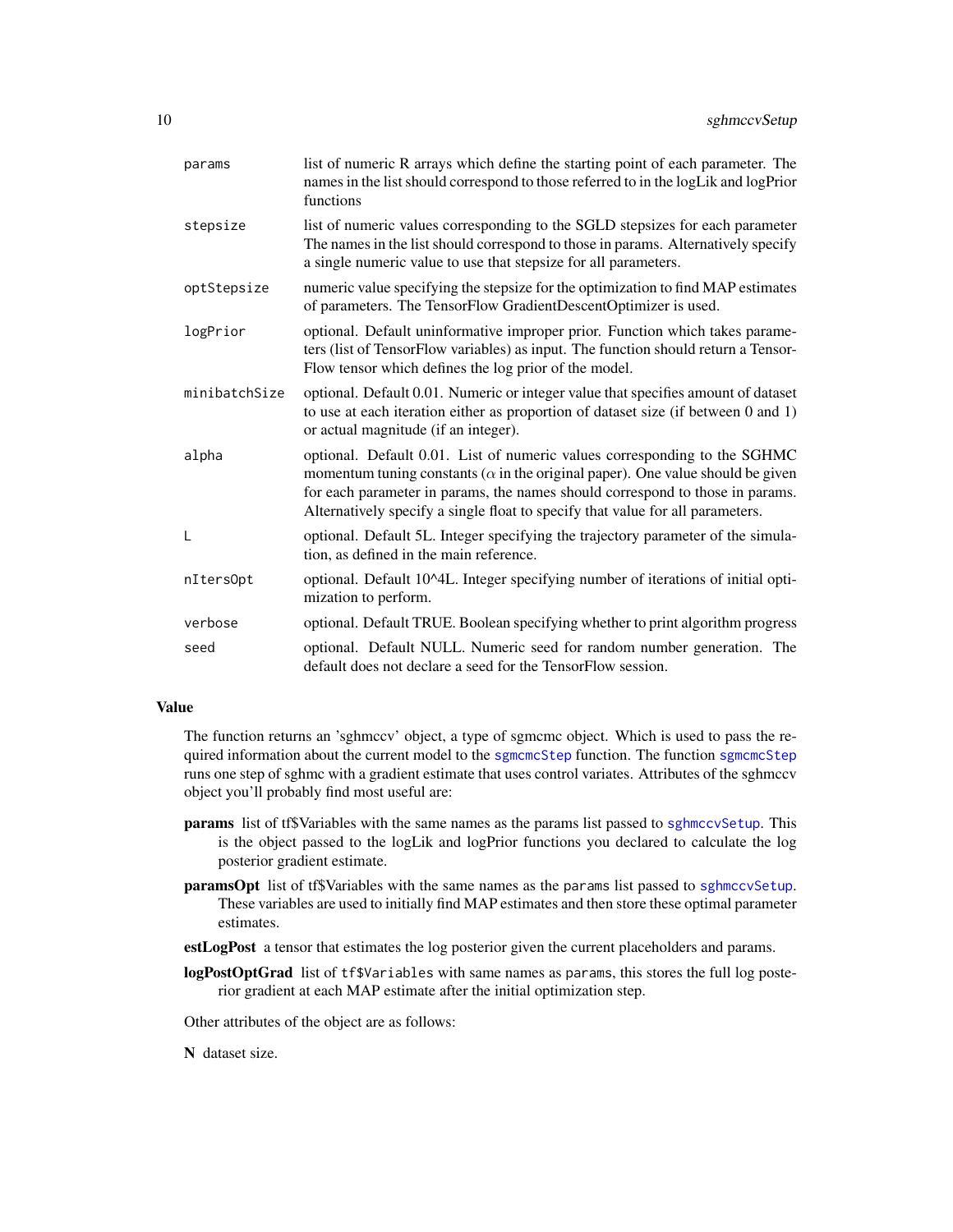| | |
|---|---|
| `params` | list of numeric R arrays which define the starting point of each parameter. The names in the list should correspond to those referred to in the logLik and logPrior functions |
| `stepsize` | list of numeric values corresponding to the SGLD stepsizes for each parameter The names in the list should correspond to those in params. Alternatively specify a single numeric value to use that stepsize for all parameters. |
| `optStepsize` | numeric value specifying the stepsize for the optimization to find MAP estimates of parameters. The TensorFlow GradientDescentOptimizer is used. |
| `logPrior` | optional. Default uninformative improper prior. Function which takes parameters (list of TensorFlow variables) as input. The function should return a TensorFlow tensor which defines the log prior of the model. |
| `minibatchSize` | optional. Default 0.01. Numeric or integer value that specifies amount of dataset to use at each iteration either as proportion of dataset size (if between 0 and 1) or actual magnitude (if an integer). |
| `alpha` | optional. Default 0.01. List of numeric values corresponding to the SGHMC momentum tuning constants ($\alpha$ in the original paper). One value should be given for each parameter in params, the names should correspond to those in params. Alternatively specify a single float to specify that value for all parameters. |
| `L` | optional. Default 5L. Integer specifying the trajectory parameter of the simulation, as defined in the main reference. |
| `nItersOpt` | optional. Default 10^4L. Integer specifying number of iterations of initial optimization to perform. |
| `verbose` | optional. Default TRUE. Boolean specifying whether to print algorithm progress |
| `seed` | optional. Default NULL. Numeric seed for random number generation. The default does not declare a seed for the TensorFlow session. |

### Value

The function returns an 'sghmccv' object, a type of sgmcmc object. Which is used to pass the required information about the current model to the `sgmcmcStep` function. The function `sgmcmcStep` runs one step of sghmc with a gradient estimate that uses control variates. Attributes of the sghmccv object you'll probably find most useful are:

**params** list of tf$Variables with the same names as the params list passed to `sghmccvSetup`. This is the object passed to the logLik and logPrior functions you declared to calculate the log posterior gradient estimate.

**paramsOpt** list of tf$Variables with the same names as the `params` list passed to `sghmccvSetup`. These variables are used to initially find MAP estimates and then store these optimal parameter estimates.

**estLogPost** a tensor that estimates the log posterior given the current placeholders and params.

**logPostOptGrad** list of `tf$Variables` with same names as `params`, this stores the full log posterior gradient at each MAP estimate after the initial optimization step.

Other attributes of the object are as follows:

**N** dataset size.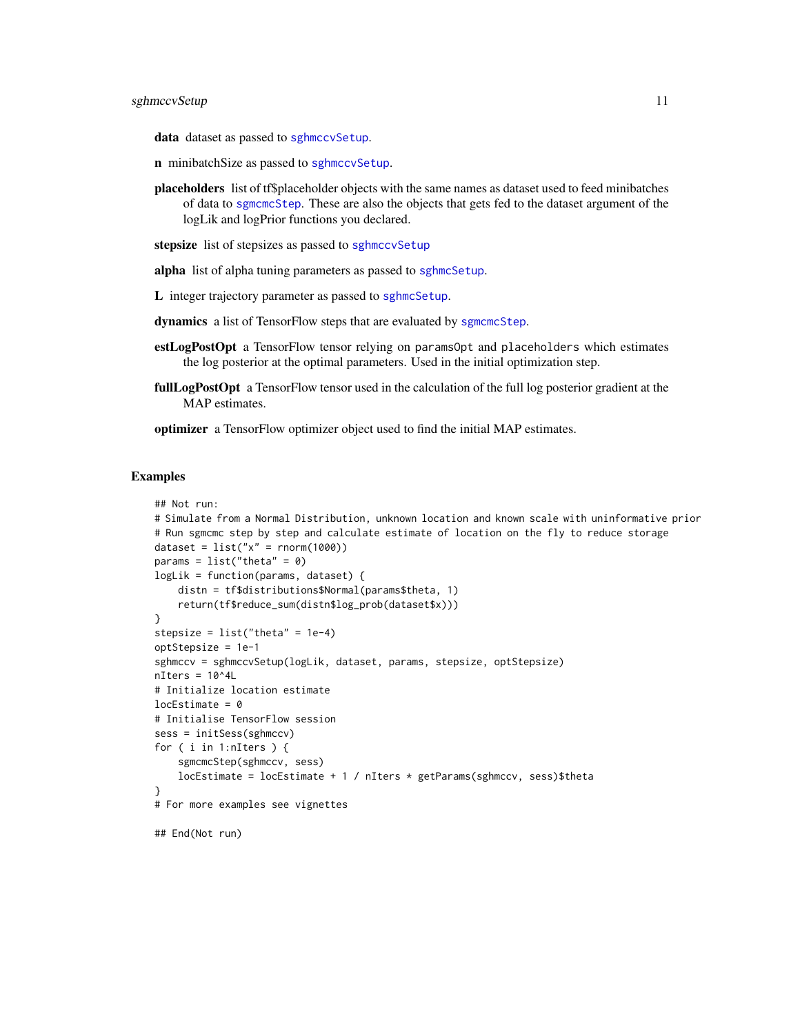**data** dataset as passed to sghmccvSetup.

**n** minibatchSize as passed to sghmccvSetup.

**placeholders** list of tf$placeholder objects with the same names as dataset used to feed minibatches of data to sgmcmcStep. These are also the objects that gets fed to the dataset argument of the logLik and logPrior functions you declared.

**stepsize** list of stepsizes as passed to sghmccvSetup

**alpha** list of alpha tuning parameters as passed to sghmcSetup.

**L** integer trajectory parameter as passed to sghmcSetup.

**dynamics** a list of TensorFlow steps that are evaluated by sgmcmcStep.

**estLogPostOpt** a TensorFlow tensor relying on `paramsOpt` and `placeholders` which estimates the log posterior at the optimal parameters. Used in the initial optimization step.

**fullLogPostOpt** a TensorFlow tensor used in the calculation of the full log posterior gradient at the MAP estimates.

**optimizer** a TensorFlow optimizer object used to find the initial MAP estimates.

## Examples

```
## Not run:
# Simulate from a Normal Distribution, unknown location and known scale with uninformative prior
# Run sgmcmc step by step and calculate estimate of location on the fly to reduce storage
dataset = list("x" = rnorm(1000))
params = list("theta" = 0)
logLik = function(params, dataset) {
    distn = tf$distributions$Normal(params$theta, 1)
    return(tf$reduce_sum(distn$log_prob(dataset$x)))
}
stepsize = list("theta" = 1e-4)
optStepsize = 1e-1
sghmccv = sghmccvSetup(logLik, dataset, params, stepsize, optStepsize)
nIters = 10^4L
# Initialize location estimate
locEstimate = 0
# Initialise TensorFlow session
sess = initSess(sghmccv)
for ( i in 1:nIters ) {
    sgmcmcStep(sghmccv, sess)
    locEstimate = locEstimate + 1 / nIters * getParams(sghmccv, sess)$theta
}
# For more examples see vignettes

## End(Not run)
```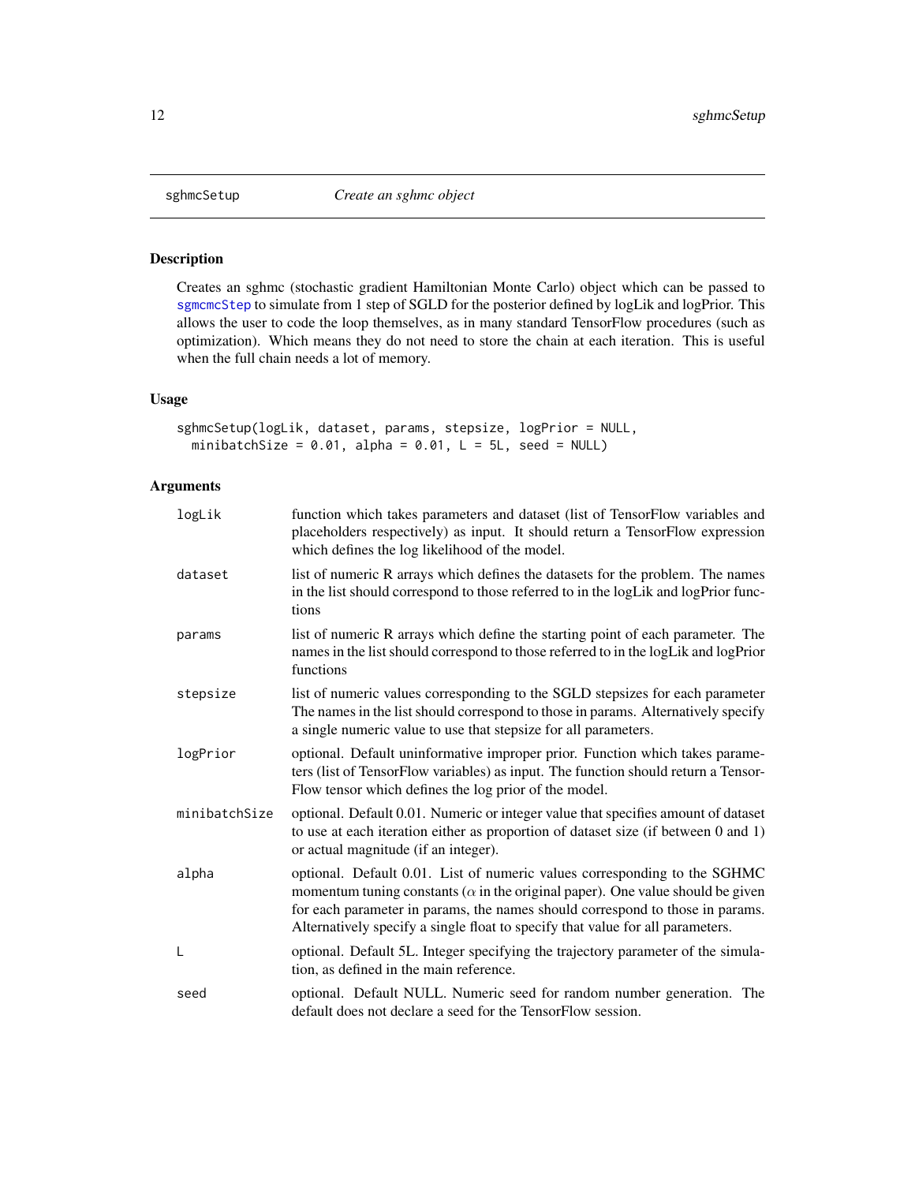# sghmcSetup — *Create an sghmc object*

## Description

Creates an sghmc (stochastic gradient Hamiltonian Monte Carlo) object which can be passed to `sgmcmcStep` to simulate from 1 step of SGLD for the posterior defined by logLik and logPrior. This allows the user to code the loop themselves, as in many standard TensorFlow procedures (such as optimization). Which means they do not need to store the chain at each iteration. This is useful when the full chain needs a lot of memory.

## Usage

```
sghmcSetup(logLik, dataset, params, stepsize, logPrior = NULL,
  minibatchSize = 0.01, alpha = 0.01, L = 5L, seed = NULL)
```

## Arguments

| | |
|---|---|
| `logLik` | function which takes parameters and dataset (list of TensorFlow variables and placeholders respectively) as input. It should return a TensorFlow expression which defines the log likelihood of the model. |
| `dataset` | list of numeric R arrays which defines the datasets for the problem. The names in the list should correspond to those referred to in the logLik and logPrior functions |
| `params` | list of numeric R arrays which define the starting point of each parameter. The names in the list should correspond to those referred to in the logLik and logPrior functions |
| `stepsize` | list of numeric values corresponding to the SGLD stepsizes for each parameter The names in the list should correspond to those in params. Alternatively specify a single numeric value to use that stepsize for all parameters. |
| `logPrior` | optional. Default uninformative improper prior. Function which takes parameters (list of TensorFlow variables) as input. The function should return a TensorFlow tensor which defines the log prior of the model. |
| `minibatchSize` | optional. Default 0.01. Numeric or integer value that specifies amount of dataset to use at each iteration either as proportion of dataset size (if between 0 and 1) or actual magnitude (if an integer). |
| `alpha` | optional. Default 0.01. List of numeric values corresponding to the SGHMC momentum tuning constants ($\alpha$ in the original paper). One value should be given for each parameter in params, the names should correspond to those in params. Alternatively specify a single float to specify that value for all parameters. |
| `L` | optional. Default 5L. Integer specifying the trajectory parameter of the simulation, as defined in the main reference. |
| `seed` | optional. Default NULL. Numeric seed for random number generation. The default does not declare a seed for the TensorFlow session. |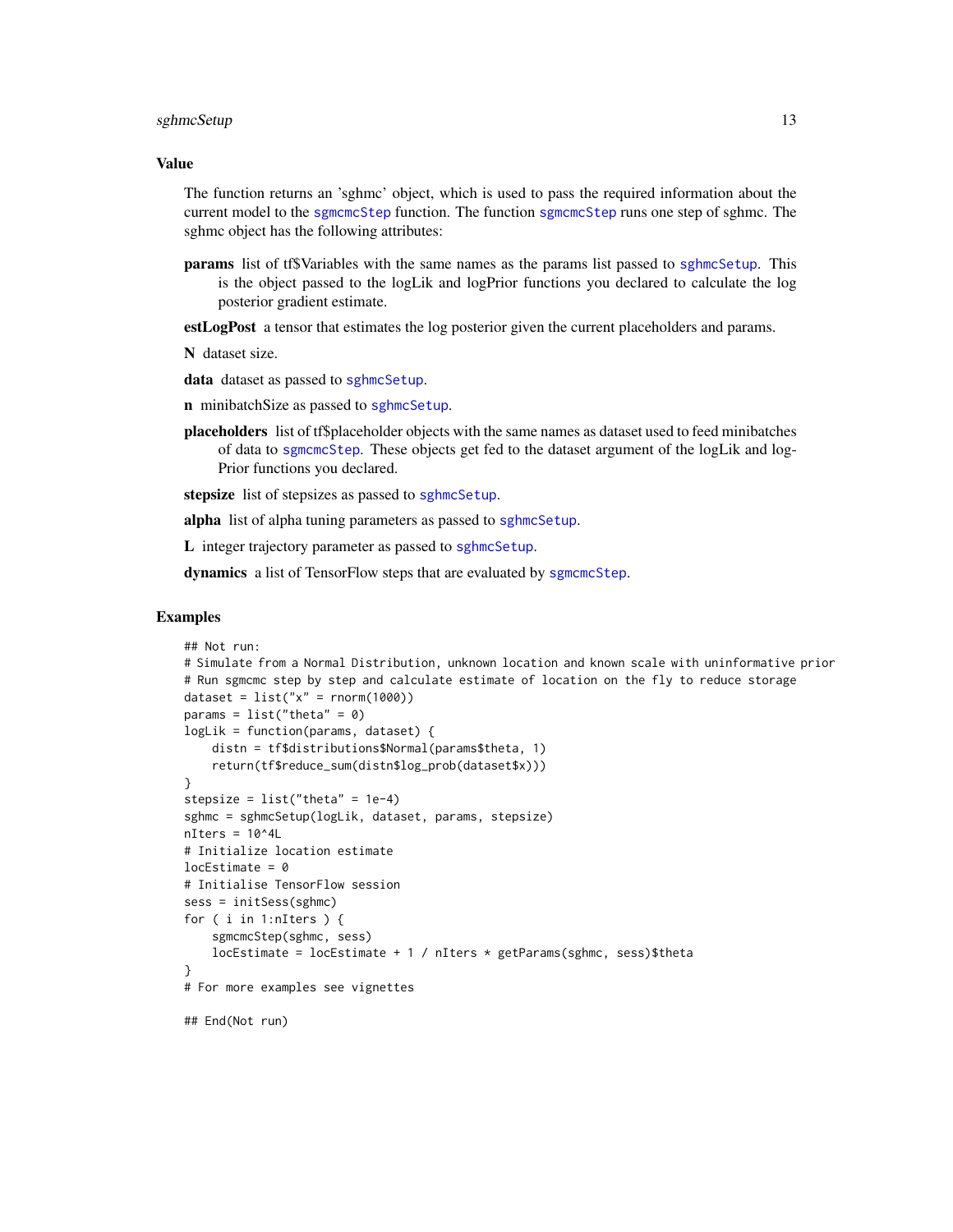## Value

The function returns an 'sghmc' object, which is used to pass the required information about the current model to the sgmcmcStep function. The function sgmcmcStep runs one step of sghmc. The sghmc object has the following attributes:

**params** list of tf$Variables with the same names as the params list passed to sghmcSetup. This is the object passed to the logLik and logPrior functions you declared to calculate the log posterior gradient estimate.

**estLogPost** a tensor that estimates the log posterior given the current placeholders and params.

**N** dataset size.

**data** dataset as passed to sghmcSetup.

**n** minibatchSize as passed to sghmcSetup.

**placeholders** list of tf$placeholder objects with the same names as dataset used to feed minibatches of data to sgmcmcStep. These objects get fed to the dataset argument of the logLik and logPrior functions you declared.

**stepsize** list of stepsizes as passed to sghmcSetup.

**alpha** list of alpha tuning parameters as passed to sghmcSetup.

**L** integer trajectory parameter as passed to sghmcSetup.

**dynamics** a list of TensorFlow steps that are evaluated by sgmcmcStep.

## Examples

```
## Not run:
# Simulate from a Normal Distribution, unknown location and known scale with uninformative prior
# Run sgmcmc step by step and calculate estimate of location on the fly to reduce storage
dataset = list("x" = rnorm(1000))
params = list("theta" = 0)
logLik = function(params, dataset) {
    distn = tf$distributions$Normal(params$theta, 1)
    return(tf$reduce_sum(distn$log_prob(dataset$x)))
}
stepsize = list("theta" = 1e-4)
sghmc = sghmcSetup(logLik, dataset, params, stepsize)
nIters = 10^4L
# Initialize location estimate
locEstimate = 0
# Initialise TensorFlow session
sess = initSess(sghmc)
for ( i in 1:nIters ) {
    sgmcmcStep(sghmc, sess)
    locEstimate = locEstimate + 1 / nIters * getParams(sghmc, sess)$theta
}
# For more examples see vignettes

## End(Not run)
```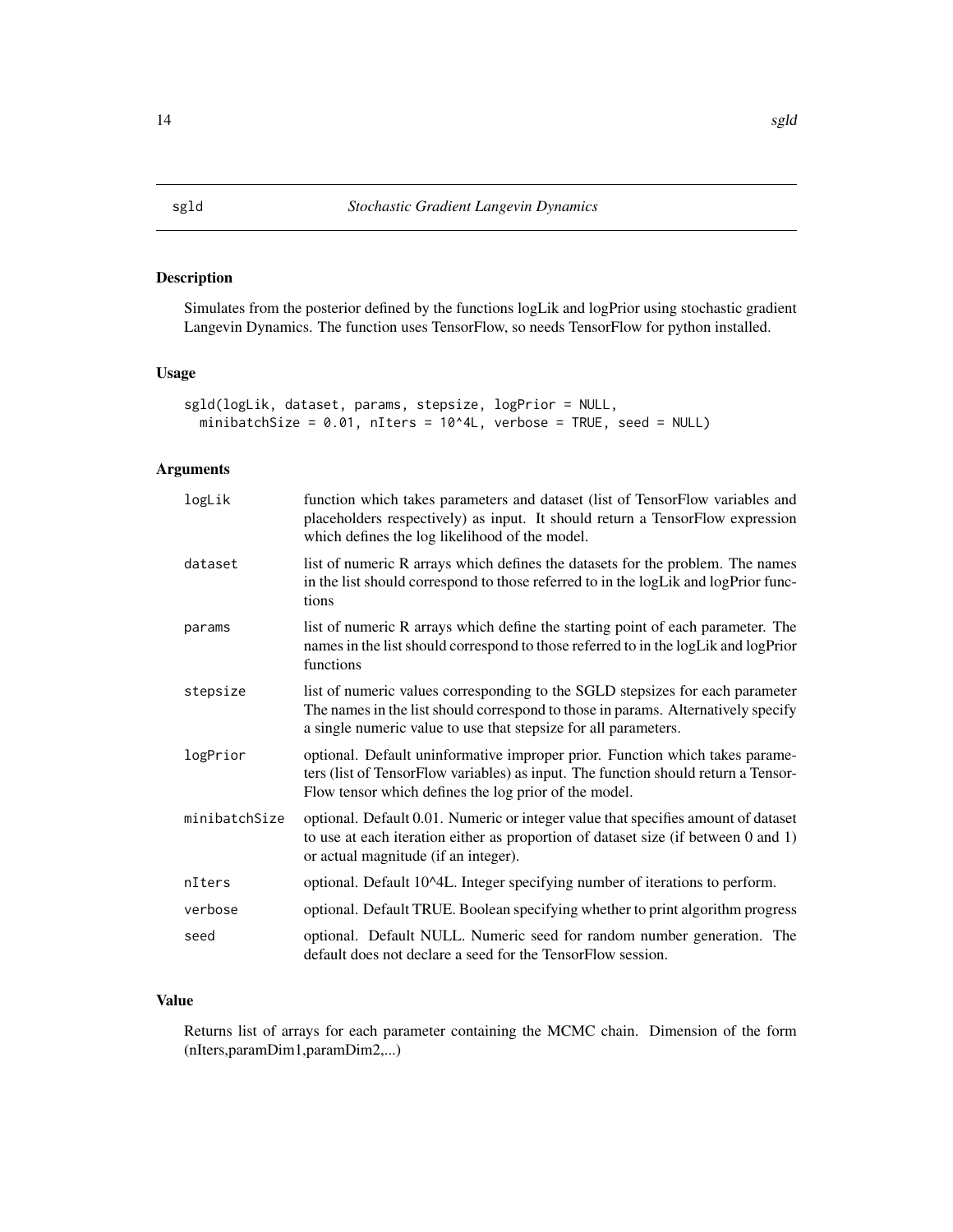## sgld — *Stochastic Gradient Langevin Dynamics*

### Description

Simulates from the posterior defined by the functions logLik and logPrior using stochastic gradient Langevin Dynamics. The function uses TensorFlow, so needs TensorFlow for python installed.

### Usage

```
sgld(logLik, dataset, params, stepsize, logPrior = NULL,
  minibatchSize = 0.01, nIters = 10^4L, verbose = TRUE, seed = NULL)
```

### Arguments

| | |
|---|---|
| logLik | function which takes parameters and dataset (list of TensorFlow variables and placeholders respectively) as input. It should return a TensorFlow expression which defines the log likelihood of the model. |
| dataset | list of numeric R arrays which defines the datasets for the problem. The names in the list should correspond to those referred to in the logLik and logPrior functions |
| params | list of numeric R arrays which define the starting point of each parameter. The names in the list should correspond to those referred to in the logLik and logPrior functions |
| stepsize | list of numeric values corresponding to the SGLD stepsizes for each parameter The names in the list should correspond to those in params. Alternatively specify a single numeric value to use that stepsize for all parameters. |
| logPrior | optional. Default uninformative improper prior. Function which takes parameters (list of TensorFlow variables) as input. The function should return a TensorFlow tensor which defines the log prior of the model. |
| minibatchSize | optional. Default 0.01. Numeric or integer value that specifies amount of dataset to use at each iteration either as proportion of dataset size (if between 0 and 1) or actual magnitude (if an integer). |
| nIters | optional. Default 10^4L. Integer specifying number of iterations to perform. |
| verbose | optional. Default TRUE. Boolean specifying whether to print algorithm progress |
| seed | optional. Default NULL. Numeric seed for random number generation. The default does not declare a seed for the TensorFlow session. |

### Value

Returns list of arrays for each parameter containing the MCMC chain. Dimension of the form (nIters,paramDim1,paramDim2,...)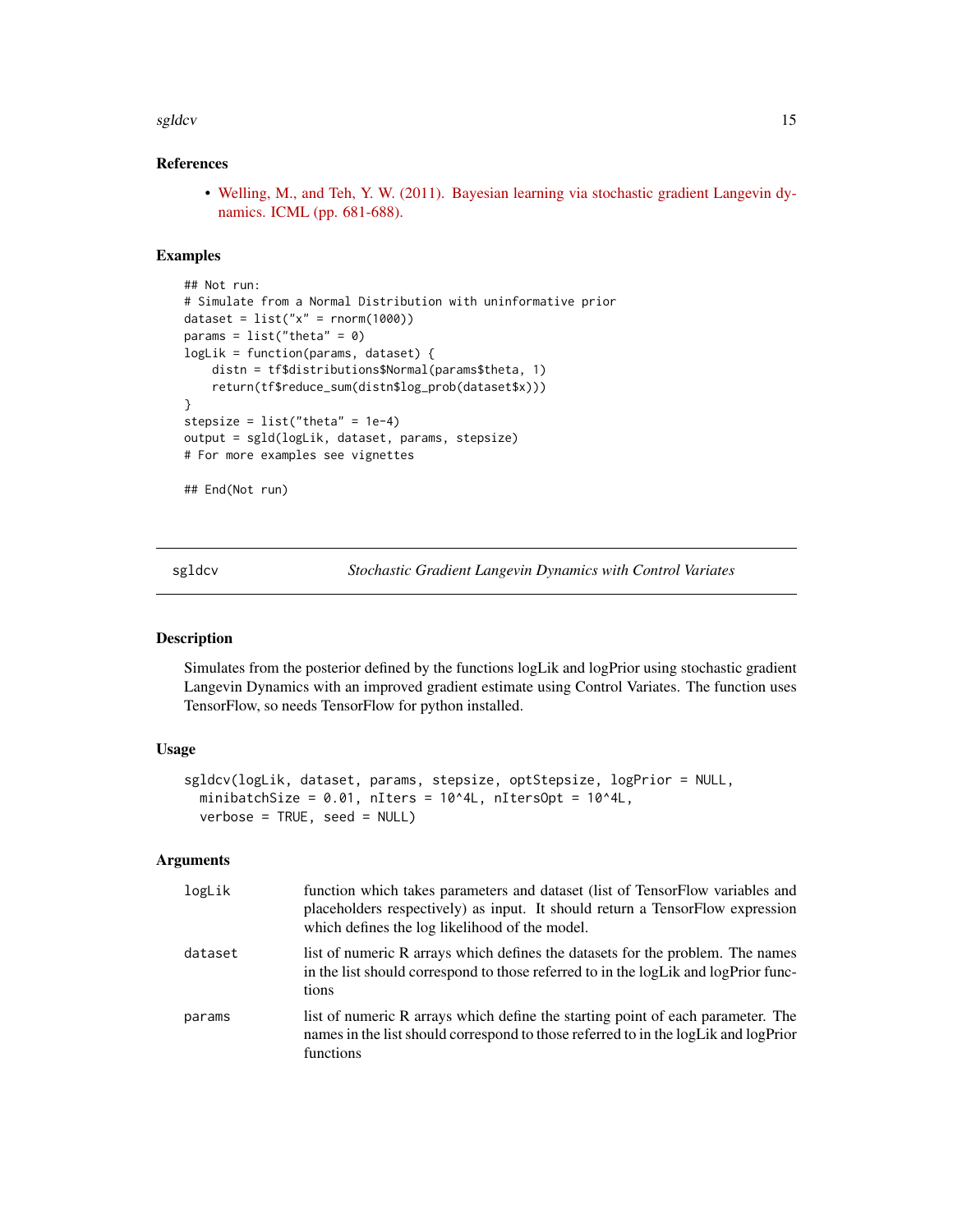### References

- Welling, M., and Teh, Y. W. (2011). Bayesian learning via stochastic gradient Langevin dynamics. ICML (pp. 681-688).

### Examples

```
## Not run:
# Simulate from a Normal Distribution with uninformative prior
dataset = list("x" = rnorm(1000))
params = list("theta" = 0)
logLik = function(params, dataset) {
    distn = tf$distributions$Normal(params$theta, 1)
    return(tf$reduce_sum(distn$log_prob(dataset$x)))
}
stepsize = list("theta" = 1e-4)
output = sgld(logLik, dataset, params, stepsize)
# For more examples see vignettes

## End(Not run)
```

---

## sgldcv — *Stochastic Gradient Langevin Dynamics with Control Variates*

### Description

Simulates from the posterior defined by the functions logLik and logPrior using stochastic gradient Langevin Dynamics with an improved gradient estimate using Control Variates. The function uses TensorFlow, so needs TensorFlow for python installed.

### Usage

```
sgldcv(logLik, dataset, params, stepsize, optStepsize, logPrior = NULL,
  minibatchSize = 0.01, nIters = 10^4L, nItersOpt = 10^4L,
  verbose = TRUE, seed = NULL)
```

### Arguments

| | |
|---|---|
| logLik | function which takes parameters and dataset (list of TensorFlow variables and placeholders respectively) as input. It should return a TensorFlow expression which defines the log likelihood of the model. |
| dataset | list of numeric R arrays which defines the datasets for the problem. The names in the list should correspond to those referred to in the logLik and logPrior functions |
| params | list of numeric R arrays which define the starting point of each parameter. The names in the list should correspond to those referred to in the logLik and logPrior functions |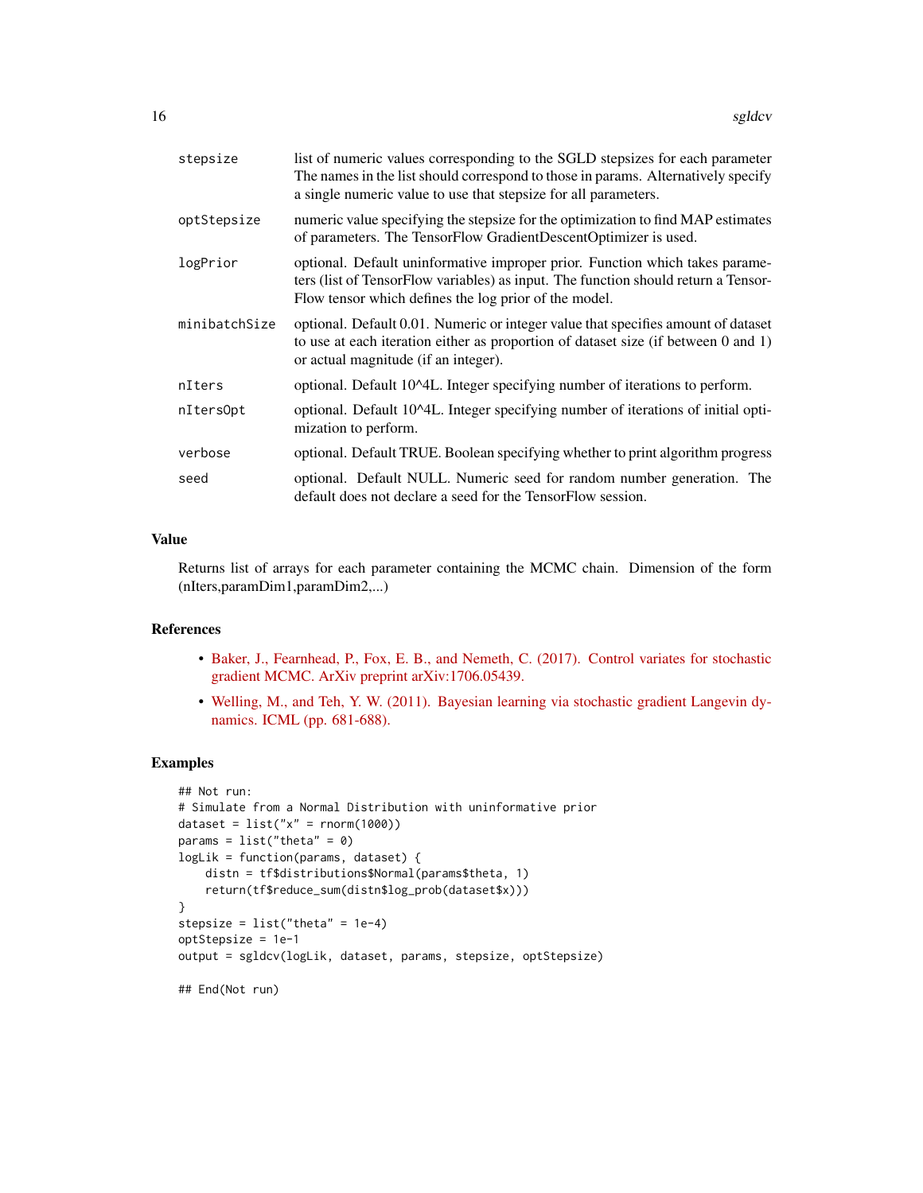| | |
|---|---|
| stepsize | list of numeric values corresponding to the SGLD stepsizes for each parameter The names in the list should correspond to those in params. Alternatively specify a single numeric value to use that stepsize for all parameters. |
| optStepsize | numeric value specifying the stepsize for the optimization to find MAP estimates of parameters. The TensorFlow GradientDescentOptimizer is used. |
| logPrior | optional. Default uninformative improper prior. Function which takes parameters (list of TensorFlow variables) as input. The function should return a TensorFlow tensor which defines the log prior of the model. |
| minibatchSize | optional. Default 0.01. Numeric or integer value that specifies amount of dataset to use at each iteration either as proportion of dataset size (if between 0 and 1) or actual magnitude (if an integer). |
| nIters | optional. Default 10^4L. Integer specifying number of iterations to perform. |
| nItersOpt | optional. Default 10^4L. Integer specifying number of iterations of initial optimization to perform. |
| verbose | optional. Default TRUE. Boolean specifying whether to print algorithm progress |
| seed | optional. Default NULL. Numeric seed for random number generation. The default does not declare a seed for the TensorFlow session. |

## Value

Returns list of arrays for each parameter containing the MCMC chain. Dimension of the form (nIters,paramDim1,paramDim2,...)

## References

- Baker, J., Fearnhead, P., Fox, E. B., and Nemeth, C. (2017). Control variates for stochastic gradient MCMC. ArXiv preprint arXiv:1706.05439.
- Welling, M., and Teh, Y. W. (2011). Bayesian learning via stochastic gradient Langevin dynamics. ICML (pp. 681-688).

## Examples

```
## Not run:
# Simulate from a Normal Distribution with uninformative prior
dataset = list("x" = rnorm(1000))
params = list("theta" = 0)
logLik = function(params, dataset) {
    distn = tf$distributions$Normal(params$theta, 1)
    return(tf$reduce_sum(distn$log_prob(dataset$x)))
}
stepsize = list("theta" = 1e-4)
optStepsize = 1e-1
output = sgldcv(logLik, dataset, params, stepsize, optStepsize)

## End(Not run)
```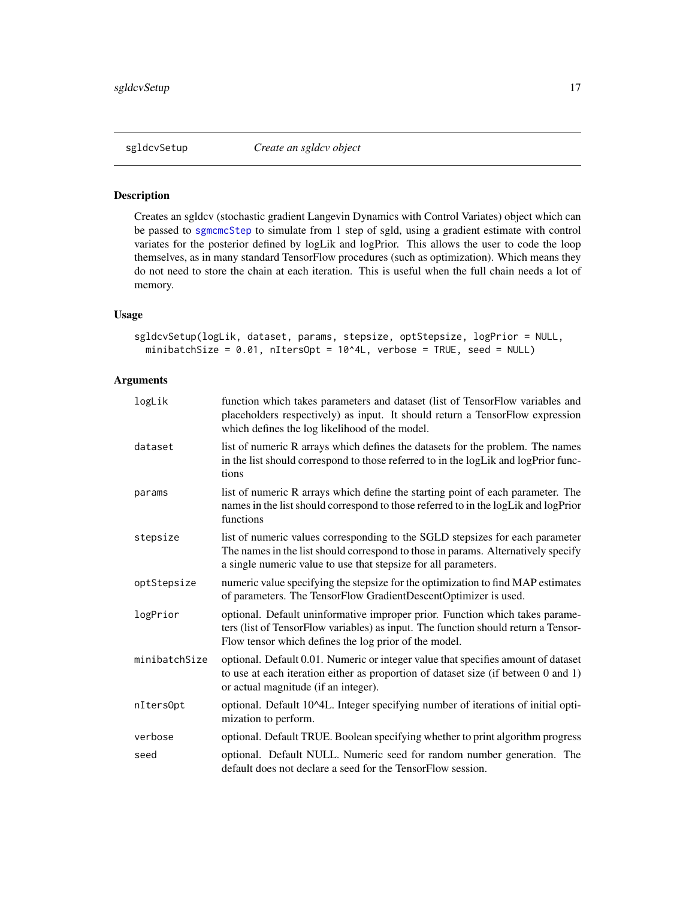## sgldcvSetup — *Create an sgldcv object*

### Description

Creates an sgldcv (stochastic gradient Langevin Dynamics with Control Variates) object which can be passed to sgmcmcStep to simulate from 1 step of sgld, using a gradient estimate with control variates for the posterior defined by logLik and logPrior. This allows the user to code the loop themselves, as in many standard TensorFlow procedures (such as optimization). Which means they do not need to store the chain at each iteration. This is useful when the full chain needs a lot of memory.

### Usage

```
sgldcvSetup(logLik, dataset, params, stepsize, optStepsize, logPrior = NULL,
  minibatchSize = 0.01, nItersOpt = 10^4L, verbose = TRUE, seed = NULL)
```

### Arguments

| | |
|---|---|
| logLik | function which takes parameters and dataset (list of TensorFlow variables and placeholders respectively) as input. It should return a TensorFlow expression which defines the log likelihood of the model. |
| dataset | list of numeric R arrays which defines the datasets for the problem. The names in the list should correspond to those referred to in the logLik and logPrior functions |
| params | list of numeric R arrays which define the starting point of each parameter. The names in the list should correspond to those referred to in the logLik and logPrior functions |
| stepsize | list of numeric values corresponding to the SGLD stepsizes for each parameter The names in the list should correspond to those in params. Alternatively specify a single numeric value to use that stepsize for all parameters. |
| optStepsize | numeric value specifying the stepsize for the optimization to find MAP estimates of parameters. The TensorFlow GradientDescentOptimizer is used. |
| logPrior | optional. Default uninformative improper prior. Function which takes parameters (list of TensorFlow variables) as input. The function should return a TensorFlow tensor which defines the log prior of the model. |
| minibatchSize | optional. Default 0.01. Numeric or integer value that specifies amount of dataset to use at each iteration either as proportion of dataset size (if between 0 and 1) or actual magnitude (if an integer). |
| nItersOpt | optional. Default 10^4L. Integer specifying number of iterations of initial optimization to perform. |
| verbose | optional. Default TRUE. Boolean specifying whether to print algorithm progress |
| seed | optional. Default NULL. Numeric seed for random number generation. The default does not declare a seed for the TensorFlow session. |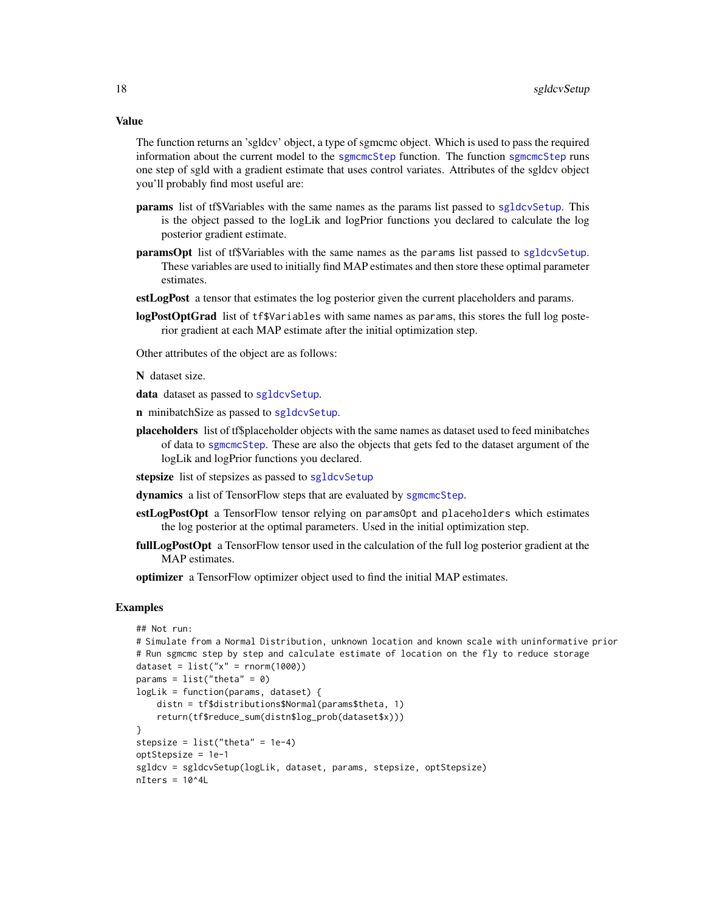## Value

The function returns an 'sgldcv' object, a type of sgmcmc object. Which is used to pass the required information about the current model to the sgmcmcStep function. The function sgmcmcStep runs one step of sgld with a gradient estimate that uses control variates. Attributes of the sgldcv object you'll probably find most useful are:

**params** list of tf$Variables with the same names as the params list passed to sgldcvSetup. This is the object passed to the logLik and logPrior functions you declared to calculate the log posterior gradient estimate.

**paramsOpt** list of tf$Variables with the same names as the `params` list passed to sgldcvSetup. These variables are used to initially find MAP estimates and then store these optimal parameter estimates.

**estLogPost** a tensor that estimates the log posterior given the current placeholders and params.

**logPostOptGrad** list of `tf$Variables` with same names as `params`, this stores the full log posterior gradient at each MAP estimate after the initial optimization step.

Other attributes of the object are as follows:

**N** dataset size.

**data** dataset as passed to sgldcvSetup.

**n** minibatchSize as passed to sgldcvSetup.

**placeholders** list of tf$placeholder objects with the same names as dataset used to feed minibatches of data to sgmcmcStep. These are also the objects that gets fed to the dataset argument of the logLik and logPrior functions you declared.

**stepsize** list of stepsizes as passed to sgldcvSetup

**dynamics** a list of TensorFlow steps that are evaluated by sgmcmcStep.

**estLogPostOpt** a TensorFlow tensor relying on `paramsOpt` and `placeholders` which estimates the log posterior at the optimal parameters. Used in the initial optimization step.

**fullLogPostOpt** a TensorFlow tensor used in the calculation of the full log posterior gradient at the MAP estimates.

**optimizer** a TensorFlow optimizer object used to find the initial MAP estimates.

## Examples

```
## Not run:
# Simulate from a Normal Distribution, unknown location and known scale with uninformative prior
# Run sgmcmc step by step and calculate estimate of location on the fly to reduce storage
dataset = list("x" = rnorm(1000))
params = list("theta" = 0)
logLik = function(params, dataset) {
    distn = tf$distributions$Normal(params$theta, 1)
    return(tf$reduce_sum(distn$log_prob(dataset$x)))
}
stepsize = list("theta" = 1e-4)
optStepsize = 1e-1
sgldcv = sgldcvSetup(logLik, dataset, params, stepsize, optStepsize)
nIters = 10^4L
```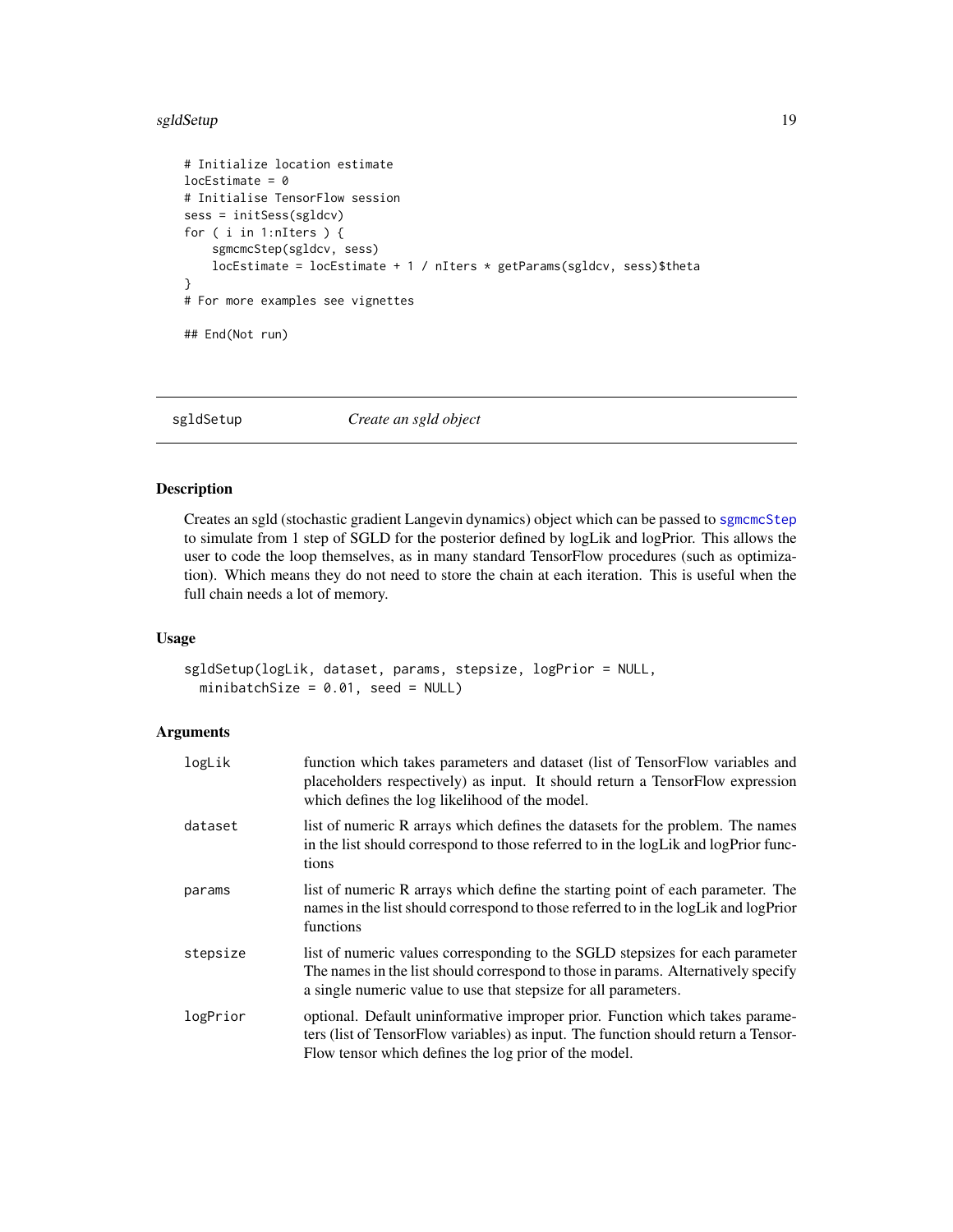```
# Initialize location estimate
locEstimate = 0
# Initialise TensorFlow session
sess = initSess(sgldcv)
for ( i in 1:nIters ) {
    sgmcmcStep(sgldcv, sess)
    locEstimate = locEstimate + 1 / nIters * getParams(sgldcv, sess)$theta
}
# For more examples see vignettes

## End(Not run)
```

---

## sgldSetup &nbsp;&nbsp;&nbsp;&nbsp; *Create an sgld object*

---

### Description

Creates an sgld (stochastic gradient Langevin dynamics) object which can be passed to sgmcmcStep to simulate from 1 step of SGLD for the posterior defined by logLik and logPrior. This allows the user to code the loop themselves, as in many standard TensorFlow procedures (such as optimization). Which means they do not need to store the chain at each iteration. This is useful when the full chain needs a lot of memory.

### Usage

```
sgldSetup(logLik, dataset, params, stepsize, logPrior = NULL,
  minibatchSize = 0.01, seed = NULL)
```

### Arguments

| | |
|---|---|
| logLik | function which takes parameters and dataset (list of TensorFlow variables and placeholders respectively) as input. It should return a TensorFlow expression which defines the log likelihood of the model. |
| dataset | list of numeric R arrays which defines the datasets for the problem. The names in the list should correspond to those referred to in the logLik and logPrior functions |
| params | list of numeric R arrays which define the starting point of each parameter. The names in the list should correspond to those referred to in the logLik and logPrior functions |
| stepsize | list of numeric values corresponding to the SGLD stepsizes for each parameter The names in the list should correspond to those in params. Alternatively specify a single numeric value to use that stepsize for all parameters. |
| logPrior | optional. Default uninformative improper prior. Function which takes parameters (list of TensorFlow variables) as input. The function should return a TensorFlow tensor which defines the log prior of the model. |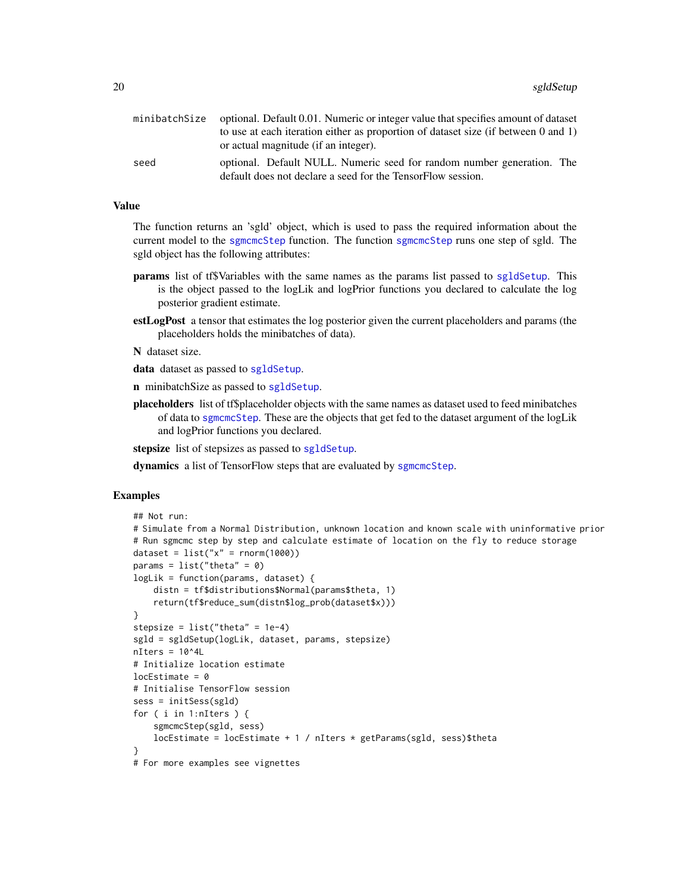minibatchSize optional. Default 0.01. Numeric or integer value that specifies amount of dataset to use at each iteration either as proportion of dataset size (if between 0 and 1) or actual magnitude (if an integer).

seed optional. Default NULL. Numeric seed for random number generation. The default does not declare a seed for the TensorFlow session.

### Value

The function returns an 'sgld' object, which is used to pass the required information about the current model to the sgmcmcStep function. The function sgmcmcStep runs one step of sgld. The sgld object has the following attributes:

**params** list of tf$Variables with the same names as the params list passed to sgldSetup. This is the object passed to the logLik and logPrior functions you declared to calculate the log posterior gradient estimate.

**estLogPost** a tensor that estimates the log posterior given the current placeholders and params (the placeholders holds the minibatches of data).

**N** dataset size.

**data** dataset as passed to sgldSetup.

**n** minibatchSize as passed to sgldSetup.

**placeholders** list of tf$placeholder objects with the same names as dataset used to feed minibatches of data to sgmcmcStep. These are the objects that get fed to the dataset argument of the logLik and logPrior functions you declared.

**stepsize** list of stepsizes as passed to sgldSetup.

**dynamics** a list of TensorFlow steps that are evaluated by sgmcmcStep.

### Examples

```
## Not run:
# Simulate from a Normal Distribution, unknown location and known scale with uninformative prior
# Run sgmcmc step by step and calculate estimate of location on the fly to reduce storage
dataset = list("x" = rnorm(1000))
params = list("theta" = 0)
logLik = function(params, dataset) {
    distn = tf$distributions$Normal(params$theta, 1)
    return(tf$reduce_sum(distn$log_prob(dataset$x)))
}
stepsize = list("theta" = 1e-4)
sgld = sgldSetup(logLik, dataset, params, stepsize)
nIters = 10^4L
# Initialize location estimate
locEstimate = 0
# Initialise TensorFlow session
sess = initSess(sgld)
for ( i in 1:nIters ) {
    sgmcmcStep(sgld, sess)
    locEstimate = locEstimate + 1 / nIters * getParams(sgld, sess)$theta
}
# For more examples see vignettes
```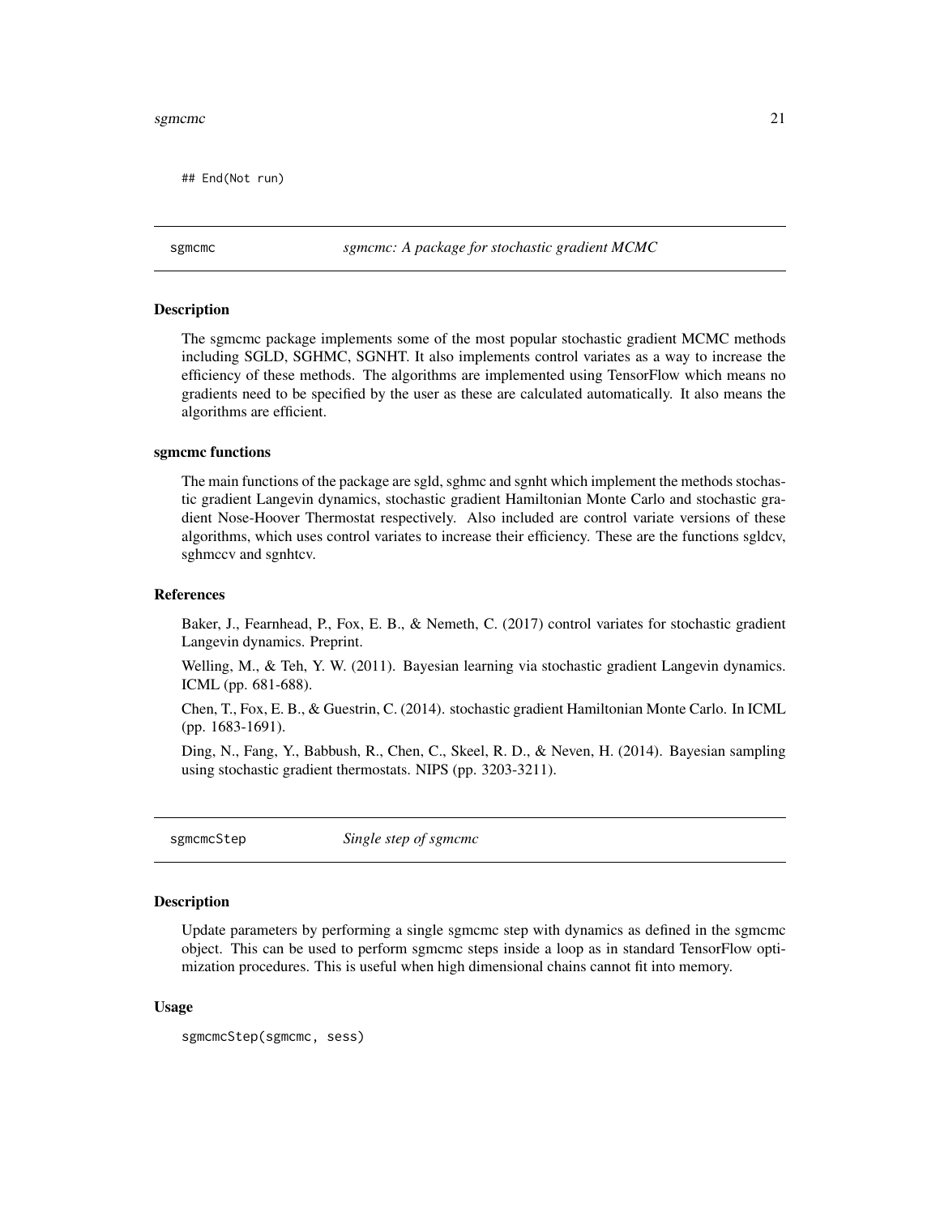```
## End(Not run)
```

## sgmcmc — *sgmcmc: A package for stochastic gradient MCMC*

### Description

The sgmcmc package implements some of the most popular stochastic gradient MCMC methods including SGLD, SGHMC, SGNHT. It also implements control variates as a way to increase the efficiency of these methods. The algorithms are implemented using TensorFlow which means no gradients need to be specified by the user as these are calculated automatically. It also means the algorithms are efficient.

### sgmcmc functions

The main functions of the package are sgld, sghmc and sgnht which implement the methods stochastic gradient Langevin dynamics, stochastic gradient Hamiltonian Monte Carlo and stochastic gradient Nose-Hoover Thermostat respectively. Also included are control variate versions of these algorithms, which uses control variates to increase their efficiency. These are the functions sgldcv, sghmccv and sgnhtcv.

### References

Baker, J., Fearnhead, P., Fox, E. B., & Nemeth, C. (2017) control variates for stochastic gradient Langevin dynamics. Preprint.

Welling, M., & Teh, Y. W. (2011). Bayesian learning via stochastic gradient Langevin dynamics. ICML (pp. 681-688).

Chen, T., Fox, E. B., & Guestrin, C. (2014). stochastic gradient Hamiltonian Monte Carlo. In ICML (pp. 1683-1691).

Ding, N., Fang, Y., Babbush, R., Chen, C., Skeel, R. D., & Neven, H. (2014). Bayesian sampling using stochastic gradient thermostats. NIPS (pp. 3203-3211).

## sgmcmcStep — *Single step of sgmcmc*

### Description

Update parameters by performing a single sgmcmc step with dynamics as defined in the sgmcmc object. This can be used to perform sgmcmc steps inside a loop as in standard TensorFlow optimization procedures. This is useful when high dimensional chains cannot fit into memory.

### Usage

```
sgmcmcStep(sgmcmc, sess)
```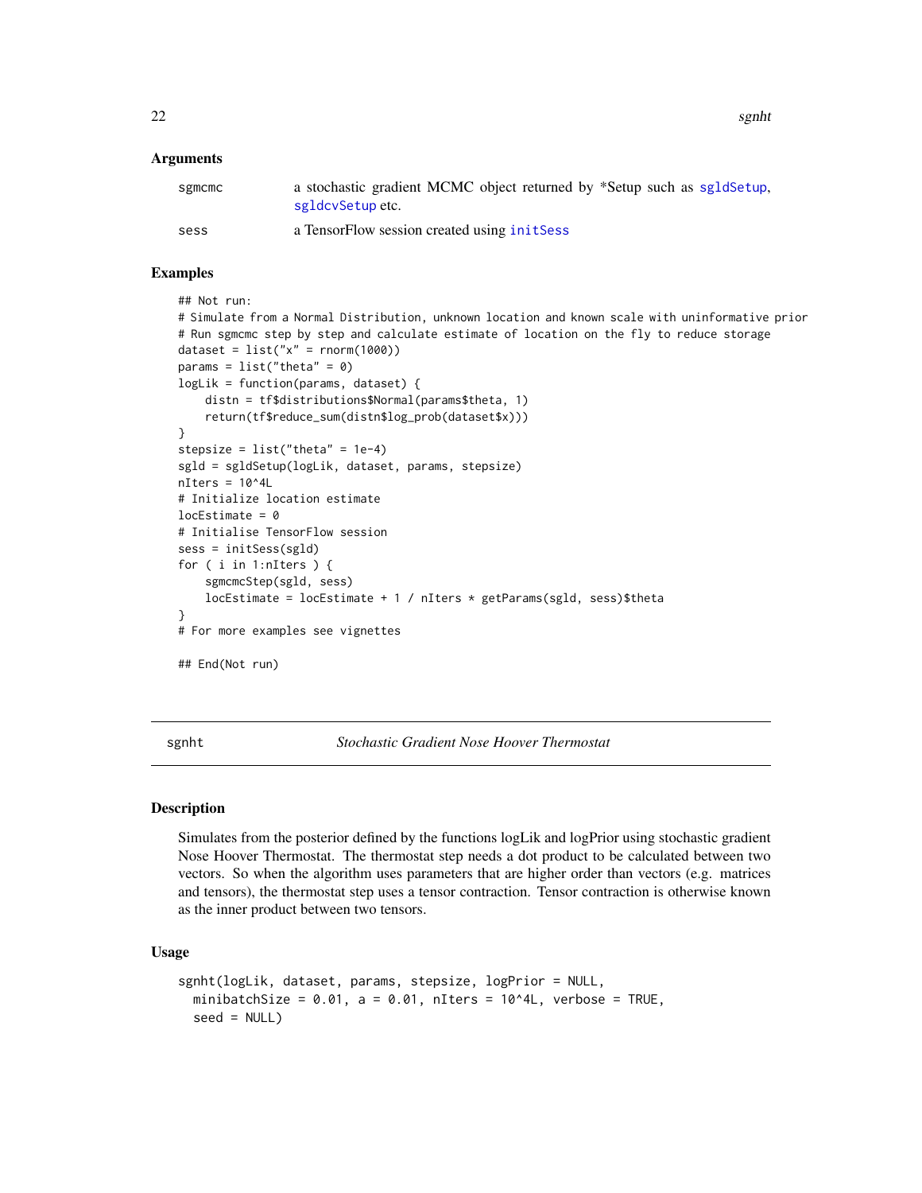## Arguments

| | |
|---|---|
| sgmcmc | a stochastic gradient MCMC object returned by *Setup such as sgldSetup, sgldcvSetup etc. |
| sess | a TensorFlow session created using initSess |

## Examples

```
## Not run:
# Simulate from a Normal Distribution, unknown location and known scale with uninformative prior
# Run sgmcmc step by step and calculate estimate of location on the fly to reduce storage
dataset = list("x" = rnorm(1000))
params = list("theta" = 0)
logLik = function(params, dataset) {
    distn = tf$distributions$Normal(params$theta, 1)
    return(tf$reduce_sum(distn$log_prob(dataset$x)))
}
stepsize = list("theta" = 1e-4)
sgld = sgldSetup(logLik, dataset, params, stepsize)
nIters = 10^4L
# Initialize location estimate
locEstimate = 0
# Initialise TensorFlow session
sess = initSess(sgld)
for ( i in 1:nIters ) {
    sgmcmcStep(sgld, sess)
    locEstimate = locEstimate + 1 / nIters * getParams(sgld, sess)$theta
}
# For more examples see vignettes

## End(Not run)
```

---

# sgnht — *Stochastic Gradient Nose Hoover Thermostat*

## Description

Simulates from the posterior defined by the functions logLik and logPrior using stochastic gradient Nose Hoover Thermostat. The thermostat step needs a dot product to be calculated between two vectors. So when the algorithm uses parameters that are higher order than vectors (e.g. matrices and tensors), the thermostat step uses a tensor contraction. Tensor contraction is otherwise known as the inner product between two tensors.

## Usage

```
sgnht(logLik, dataset, params, stepsize, logPrior = NULL,
  minibatchSize = 0.01, a = 0.01, nIters = 10^4L, verbose = TRUE,
  seed = NULL)
```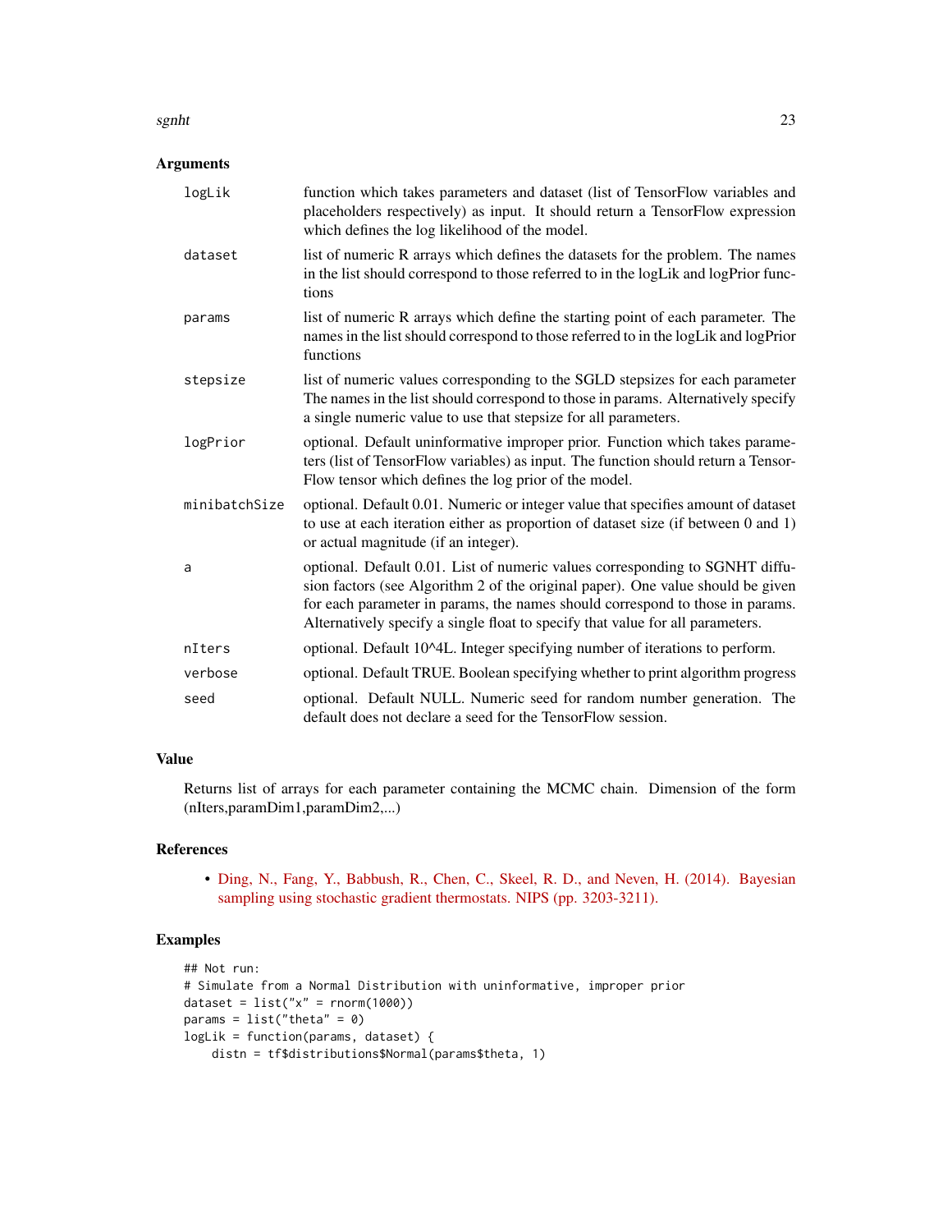## Arguments

| | |
|---|---|
| logLik | function which takes parameters and dataset (list of TensorFlow variables and placeholders respectively) as input. It should return a TensorFlow expression which defines the log likelihood of the model. |
| dataset | list of numeric R arrays which defines the datasets for the problem. The names in the list should correspond to those referred to in the logLik and logPrior functions |
| params | list of numeric R arrays which define the starting point of each parameter. The names in the list should correspond to those referred to in the logLik and logPrior functions |
| stepsize | list of numeric values corresponding to the SGLD stepsizes for each parameter The names in the list should correspond to those in params. Alternatively specify a single numeric value to use that stepsize for all parameters. |
| logPrior | optional. Default uninformative improper prior. Function which takes parameters (list of TensorFlow variables) as input. The function should return a TensorFlow tensor which defines the log prior of the model. |
| minibatchSize | optional. Default 0.01. Numeric or integer value that specifies amount of dataset to use at each iteration either as proportion of dataset size (if between 0 and 1) or actual magnitude (if an integer). |
| a | optional. Default 0.01. List of numeric values corresponding to SGNHT diffusion factors (see Algorithm 2 of the original paper). One value should be given for each parameter in params, the names should correspond to those in params. Alternatively specify a single float to specify that value for all parameters. |
| nIters | optional. Default 10^4L. Integer specifying number of iterations to perform. |
| verbose | optional. Default TRUE. Boolean specifying whether to print algorithm progress |
| seed | optional. Default NULL. Numeric seed for random number generation. The default does not declare a seed for the TensorFlow session. |

## Value

Returns list of arrays for each parameter containing the MCMC chain. Dimension of the form (nIters,paramDim1,paramDim2,...)

## References

- Ding, N., Fang, Y., Babbush, R., Chen, C., Skeel, R. D., and Neven, H. (2014). Bayesian sampling using stochastic gradient thermostats. NIPS (pp. 3203-3211).

## Examples

```
## Not run:
# Simulate from a Normal Distribution with uninformative, improper prior
dataset = list("x" = rnorm(1000))
params = list("theta" = 0)
logLik = function(params, dataset) {
    distn = tf$distributions$Normal(params$theta, 1)
```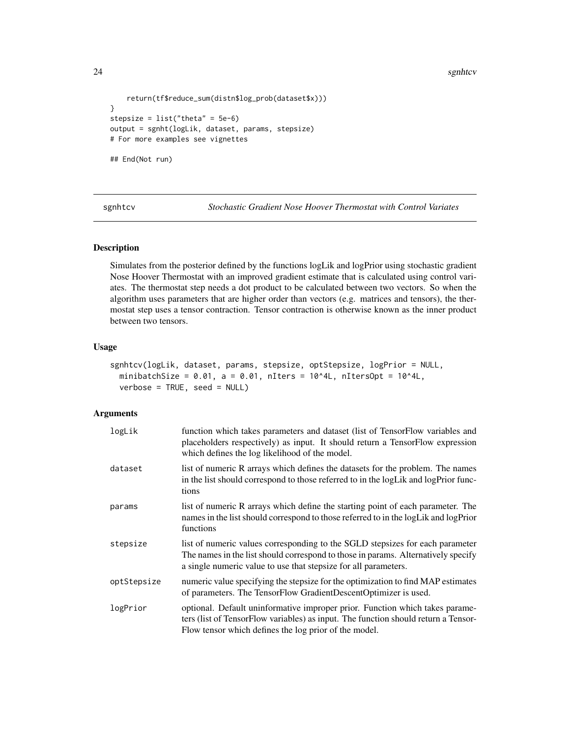```
    return(tf$reduce_sum(distn$log_prob(dataset$x)))
}
stepsize = list("theta" = 5e-6)
output = sgnht(logLik, dataset, params, stepsize)
# For more examples see vignettes

## End(Not run)
```

---

## sgnhtcv — *Stochastic Gradient Nose Hoover Thermostat with Control Variates*

### Description

Simulates from the posterior defined by the functions logLik and logPrior using stochastic gradient Nose Hoover Thermostat with an improved gradient estimate that is calculated using control variates. The thermostat step needs a dot product to be calculated between two vectors. So when the algorithm uses parameters that are higher order than vectors (e.g. matrices and tensors), the thermostat step uses a tensor contraction. Tensor contraction is otherwise known as the inner product between two tensors.

### Usage

```
sgnhtcv(logLik, dataset, params, stepsize, optStepsize, logPrior = NULL,
  minibatchSize = 0.01, a = 0.01, nIters = 10^4L, nItersOpt = 10^4L,
  verbose = TRUE, seed = NULL)
```

### Arguments

| Argument | Description |
|---|---|
| `logLik` | function which takes parameters and dataset (list of TensorFlow variables and placeholders respectively) as input. It should return a TensorFlow expression which defines the log likelihood of the model. |
| `dataset` | list of numeric R arrays which defines the datasets for the problem. The names in the list should correspond to those referred to in the logLik and logPrior functions |
| `params` | list of numeric R arrays which define the starting point of each parameter. The names in the list should correspond to those referred to in the logLik and logPrior functions |
| `stepsize` | list of numeric values corresponding to the SGLD stepsizes for each parameter The names in the list should correspond to those in params. Alternatively specify a single numeric value to use that stepsize for all parameters. |
| `optStepsize` | numeric value specifying the stepsize for the optimization to find MAP estimates of parameters. The TensorFlow GradientDescentOptimizer is used. |
| `logPrior` | optional. Default uninformative improper prior. Function which takes parameters (list of TensorFlow variables) as input. The function should return a TensorFlow tensor which defines the log prior of the model. |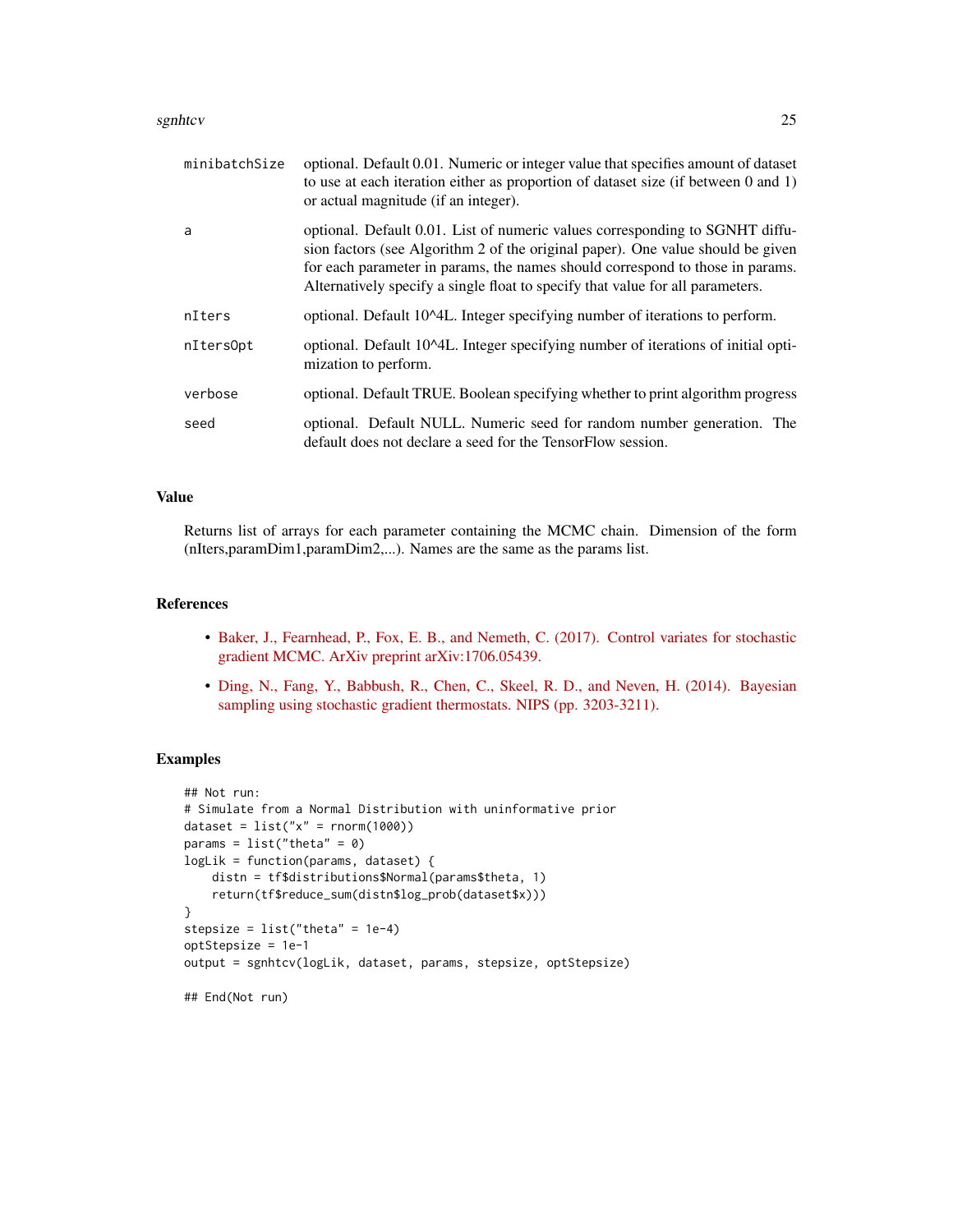| | |
|---|---|
| minibatchSize | optional. Default 0.01. Numeric or integer value that specifies amount of dataset to use at each iteration either as proportion of dataset size (if between 0 and 1) or actual magnitude (if an integer). |
| a | optional. Default 0.01. List of numeric values corresponding to SGNHT diffusion factors (see Algorithm 2 of the original paper). One value should be given for each parameter in params, the names should correspond to those in params. Alternatively specify a single float to specify that value for all parameters. |
| nIters | optional. Default 10^4L. Integer specifying number of iterations to perform. |
| nItersOpt | optional. Default 10^4L. Integer specifying number of iterations of initial optimization to perform. |
| verbose | optional. Default TRUE. Boolean specifying whether to print algorithm progress |
| seed | optional. Default NULL. Numeric seed for random number generation. The default does not declare a seed for the TensorFlow session. |

## Value

Returns list of arrays for each parameter containing the MCMC chain. Dimension of the form (nIters,paramDim1,paramDim2,...). Names are the same as the params list.

## References

- Baker, J., Fearnhead, P., Fox, E. B., and Nemeth, C. (2017). Control variates for stochastic gradient MCMC. ArXiv preprint arXiv:1706.05439.
- Ding, N., Fang, Y., Babbush, R., Chen, C., Skeel, R. D., and Neven, H. (2014). Bayesian sampling using stochastic gradient thermostats. NIPS (pp. 3203-3211).

## Examples

```
## Not run:
# Simulate from a Normal Distribution with uninformative prior
dataset = list("x" = rnorm(1000))
params = list("theta" = 0)
logLik = function(params, dataset) {
    distn = tf$distributions$Normal(params$theta, 1)
    return(tf$reduce_sum(distn$log_prob(dataset$x)))
}
stepsize = list("theta" = 1e-4)
optStepsize = 1e-1
output = sgnhtcv(logLik, dataset, params, stepsize, optStepsize)

## End(Not run)
```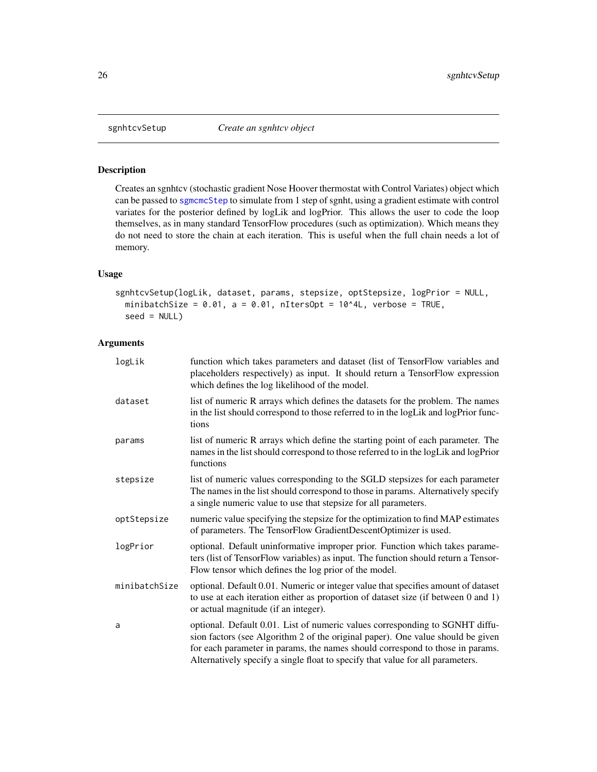# sgnhtcvSetup — *Create an sgnhtcv object*

## Description

Creates an sgnhtcv (stochastic gradient Nose Hoover thermostat with Control Variates) object which can be passed to sgmcmcStep to simulate from 1 step of sgnht, using a gradient estimate with control variates for the posterior defined by logLik and logPrior. This allows the user to code the loop themselves, as in many standard TensorFlow procedures (such as optimization). Which means they do not need to store the chain at each iteration. This is useful when the full chain needs a lot of memory.

## Usage

```
sgnhtcvSetup(logLik, dataset, params, stepsize, optStepsize, logPrior = NULL,
  minibatchSize = 0.01, a = 0.01, nItersOpt = 10^4L, verbose = TRUE,
  seed = NULL)
```

## Arguments

| | |
|---|---|
| logLik | function which takes parameters and dataset (list of TensorFlow variables and placeholders respectively) as input. It should return a TensorFlow expression which defines the log likelihood of the model. |
| dataset | list of numeric R arrays which defines the datasets for the problem. The names in the list should correspond to those referred to in the logLik and logPrior functions |
| params | list of numeric R arrays which define the starting point of each parameter. The names in the list should correspond to those referred to in the logLik and logPrior functions |
| stepsize | list of numeric values corresponding to the SGLD stepsizes for each parameter The names in the list should correspond to those in params. Alternatively specify a single numeric value to use that stepsize for all parameters. |
| optStepsize | numeric value specifying the stepsize for the optimization to find MAP estimates of parameters. The TensorFlow GradientDescentOptimizer is used. |
| logPrior | optional. Default uninformative improper prior. Function which takes parameters (list of TensorFlow variables) as input. The function should return a TensorFlow tensor which defines the log prior of the model. |
| minibatchSize | optional. Default 0.01. Numeric or integer value that specifies amount of dataset to use at each iteration either as proportion of dataset size (if between 0 and 1) or actual magnitude (if an integer). |
| a | optional. Default 0.01. List of numeric values corresponding to SGNHT diffusion factors (see Algorithm 2 of the original paper). One value should be given for each parameter in params, the names should correspond to those in params. Alternatively specify a single float to specify that value for all parameters. |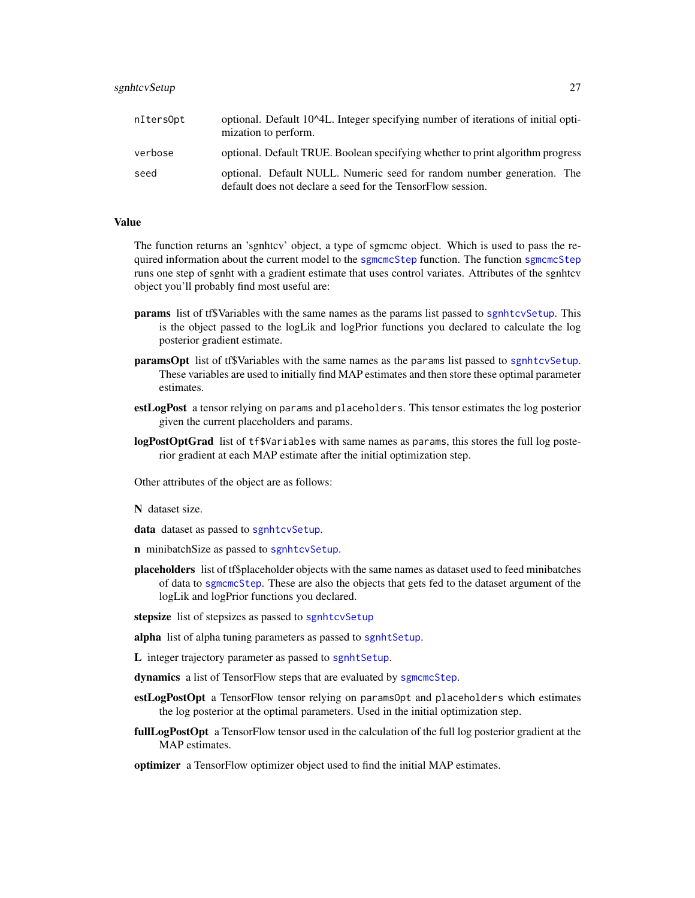| | |
|---|---|
| nItersOpt | optional. Default 10^4L. Integer specifying number of iterations of initial optimization to perform. |
| verbose | optional. Default TRUE. Boolean specifying whether to print algorithm progress |
| seed | optional. Default NULL. Numeric seed for random number generation. The default does not declare a seed for the TensorFlow session. |

## Value

The function returns an 'sgnhtcv' object, a type of sgmcmc object. Which is used to pass the required information about the current model to the `sgmcmcStep` function. The function `sgmcmcStep` runs one step of sgnht with a gradient estimate that uses control variates. Attributes of the sgnhtcv object you'll probably find most useful are:

- **params** list of tf$Variables with the same names as the params list passed to `sgnhtcvSetup`. This is the object passed to the logLik and logPrior functions you declared to calculate the log posterior gradient estimate.
- **paramsOpt** list of tf$Variables with the same names as the `params` list passed to `sgnhtcvSetup`. These variables are used to initially find MAP estimates and then store these optimal parameter estimates.
- **estLogPost** a tensor relying on `params` and `placeholders`. This tensor estimates the log posterior given the current placeholders and params.
- **logPostOptGrad** list of `tf$Variables` with same names as `params`, this stores the full log posterior gradient at each MAP estimate after the initial optimization step.

Other attributes of the object are as follows:

- **N** dataset size.
- **data** dataset as passed to `sgnhtcvSetup`.
- **n** minibatchSize as passed to `sgnhtcvSetup`.
- **placeholders** list of tf$placeholder objects with the same names as dataset used to feed minibatches of data to `sgmcmcStep`. These are also the objects that gets fed to the dataset argument of the logLik and logPrior functions you declared.
- **stepsize** list of stepsizes as passed to `sgnhtcvSetup`
- **alpha** list of alpha tuning parameters as passed to `sgnhtSetup`.
- **L** integer trajectory parameter as passed to `sgnhtSetup`.
- **dynamics** a list of TensorFlow steps that are evaluated by `sgmcmcStep`.
- **estLogPostOpt** a TensorFlow tensor relying on `paramsOpt` and `placeholders` which estimates the log posterior at the optimal parameters. Used in the initial optimization step.
- **fullLogPostOpt** a TensorFlow tensor used in the calculation of the full log posterior gradient at the MAP estimates.
- **optimizer** a TensorFlow optimizer object used to find the initial MAP estimates.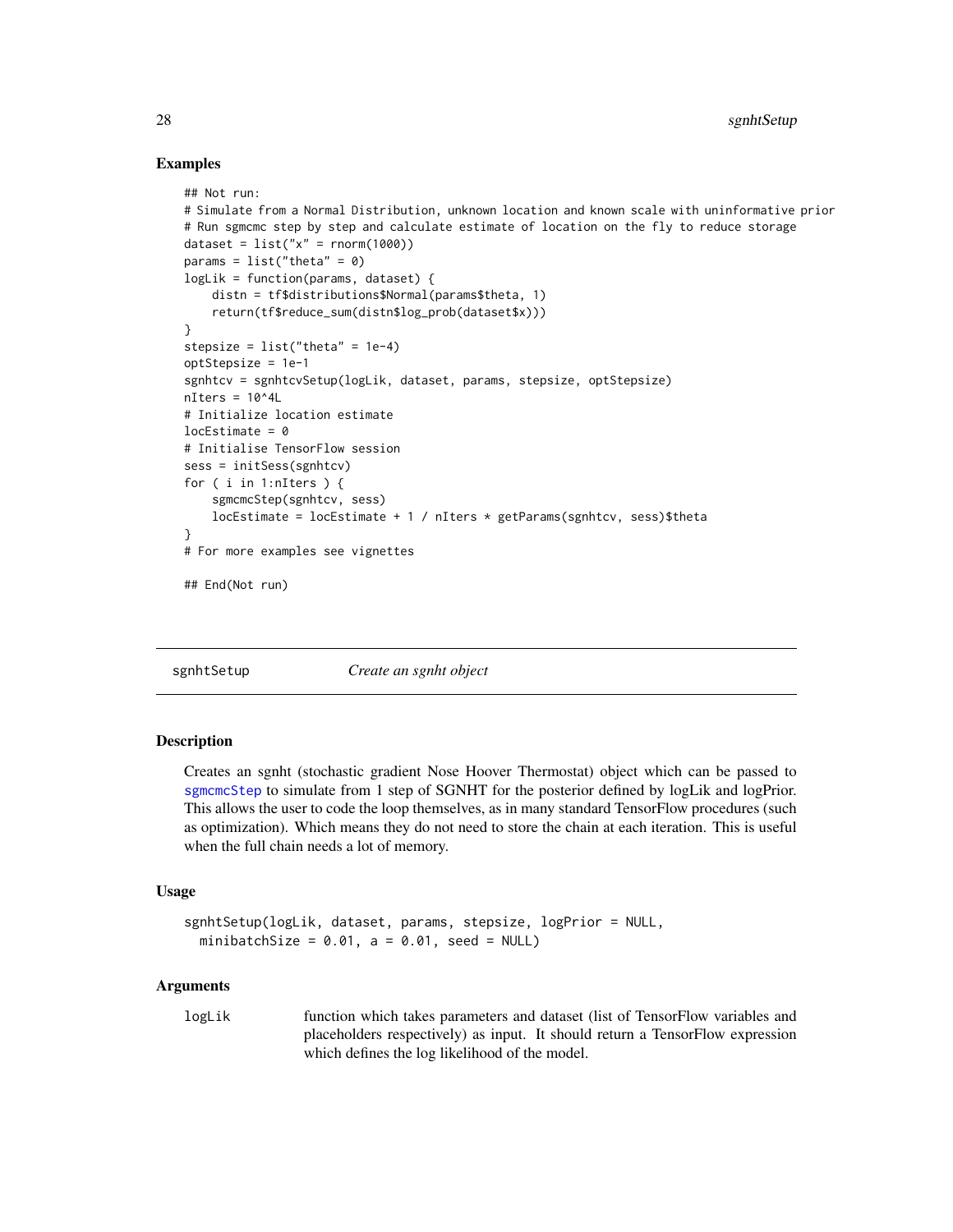## Examples

```
## Not run:
# Simulate from a Normal Distribution, unknown location and known scale with uninformative prior
# Run sgmcmc step by step and calculate estimate of location on the fly to reduce storage
dataset = list("x" = rnorm(1000))
params = list("theta" = 0)
logLik = function(params, dataset) {
    distn = tf$distributions$Normal(params$theta, 1)
    return(tf$reduce_sum(distn$log_prob(dataset$x)))
}
stepsize = list("theta" = 1e-4)
optStepsize = 1e-1
sgnhtcv = sgnhtcvSetup(logLik, dataset, params, stepsize, optStepsize)
nIters = 10^4L
# Initialize location estimate
locEstimate = 0
# Initialise TensorFlow session
sess = initSess(sgnhtcv)
for ( i in 1:nIters ) {
    sgmcmcStep(sgnhtcv, sess)
    locEstimate = locEstimate + 1 / nIters * getParams(sgnhtcv, sess)$theta
}
# For more examples see vignettes

## End(Not run)
```

---

## sgnhtSetup — *Create an sgnht object*

### Description

Creates an sgnht (stochastic gradient Nose Hoover Thermostat) object which can be passed to sgmcmcStep to simulate from 1 step of SGNHT for the posterior defined by logLik and logPrior. This allows the user to code the loop themselves, as in many standard TensorFlow procedures (such as optimization). Which means they do not need to store the chain at each iteration. This is useful when the full chain needs a lot of memory.

### Usage

```
sgnhtSetup(logLik, dataset, params, stepsize, logPrior = NULL,
  minibatchSize = 0.01, a = 0.01, seed = NULL)
```

### Arguments

| | |
|---|---|
| logLik | function which takes parameters and dataset (list of TensorFlow variables and placeholders respectively) as input. It should return a TensorFlow expression which defines the log likelihood of the model. |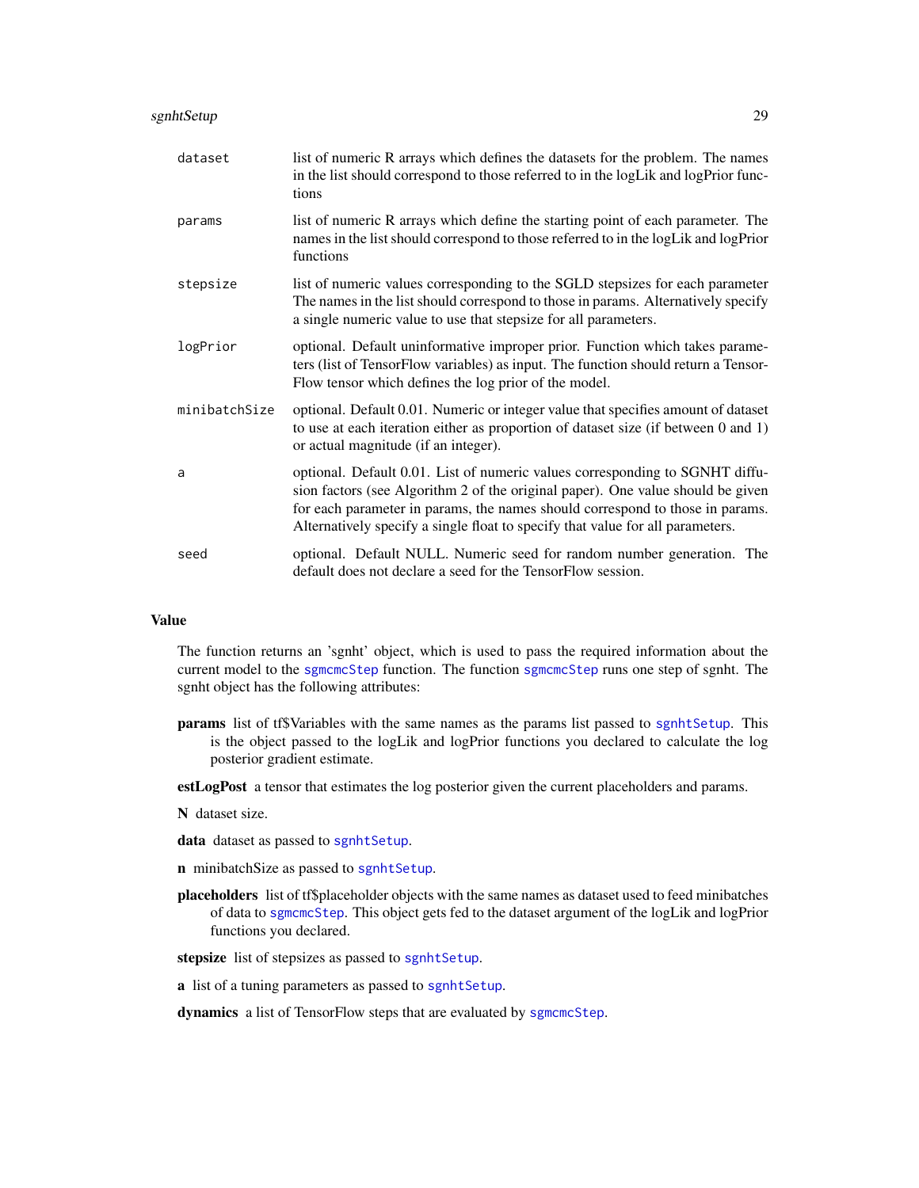| | |
|---|---|
| `dataset` | list of numeric R arrays which defines the datasets for the problem. The names in the list should correspond to those referred to in the logLik and logPrior functions |
| `params` | list of numeric R arrays which define the starting point of each parameter. The names in the list should correspond to those referred to in the logLik and logPrior functions |
| `stepsize` | list of numeric values corresponding to the SGLD stepsizes for each parameter The names in the list should correspond to those in params. Alternatively specify a single numeric value to use that stepsize for all parameters. |
| `logPrior` | optional. Default uninformative improper prior. Function which takes parameters (list of TensorFlow variables) as input. The function should return a TensorFlow tensor which defines the log prior of the model. |
| `minibatchSize` | optional. Default 0.01. Numeric or integer value that specifies amount of dataset to use at each iteration either as proportion of dataset size (if between 0 and 1) or actual magnitude (if an integer). |
| `a` | optional. Default 0.01. List of numeric values corresponding to SGNHT diffusion factors (see Algorithm 2 of the original paper). One value should be given for each parameter in params, the names should correspond to those in params. Alternatively specify a single float to specify that value for all parameters. |
| `seed` | optional. Default NULL. Numeric seed for random number generation. The default does not declare a seed for the TensorFlow session. |

### Value

The function returns an 'sgnht' object, which is used to pass the required information about the current model to the `sgmcmcStep` function. The function `sgmcmcStep` runs one step of sgnht. The sgnht object has the following attributes:

**params** list of tf$Variables with the same names as the params list passed to `sgnhtSetup`. This is the object passed to the logLik and logPrior functions you declared to calculate the log posterior gradient estimate.

**estLogPost** a tensor that estimates the log posterior given the current placeholders and params.

**N** dataset size.

**data** dataset as passed to `sgnhtSetup`.

**n** minibatchSize as passed to `sgnhtSetup`.

**placeholders** list of tf$placeholder objects with the same names as dataset used to feed minibatches of data to `sgmcmcStep`. This object gets fed to the dataset argument of the logLik and logPrior functions you declared.

**stepsize** list of stepsizes as passed to `sgnhtSetup`.

**a** list of a tuning parameters as passed to `sgnhtSetup`.

**dynamics** a list of TensorFlow steps that are evaluated by `sgmcmcStep`.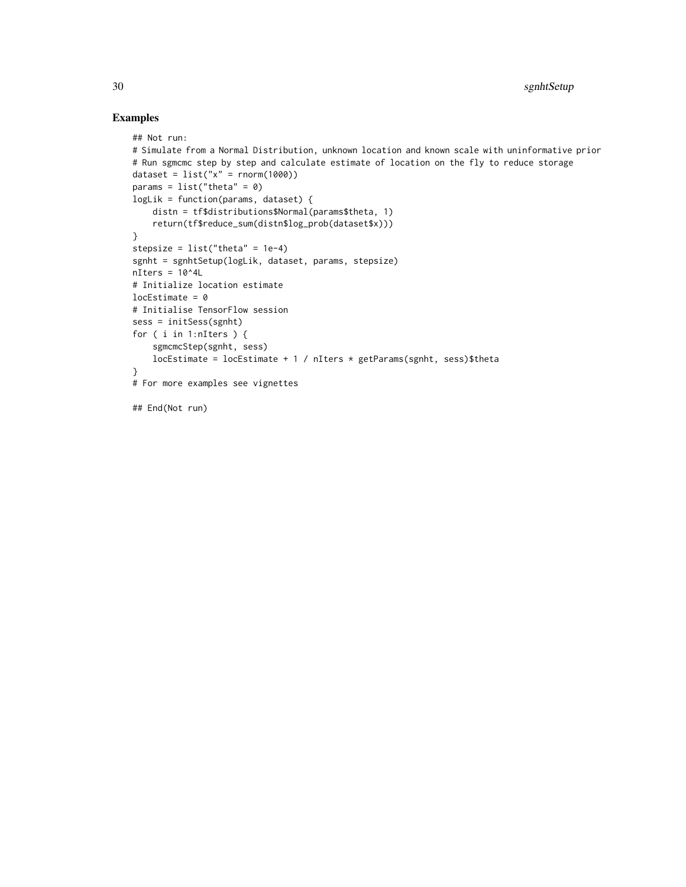## Examples

```
## Not run:
# Simulate from a Normal Distribution, unknown location and known scale with uninformative prior
# Run sgmcmc step by step and calculate estimate of location on the fly to reduce storage
dataset = list("x" = rnorm(1000))
params = list("theta" = 0)
logLik = function(params, dataset) {
    distn = tf$distributions$Normal(params$theta, 1)
    return(tf$reduce_sum(distn$log_prob(dataset$x)))
}
stepsize = list("theta" = 1e-4)
sgnht = sgnhtSetup(logLik, dataset, params, stepsize)
nIters = 10^4L
# Initialize location estimate
locEstimate = 0
# Initialise TensorFlow session
sess = initSess(sgnht)
for ( i in 1:nIters ) {
    sgmcmcStep(sgnht, sess)
    locEstimate = locEstimate + 1 / nIters * getParams(sgnht, sess)$theta
}
# For more examples see vignettes

## End(Not run)
```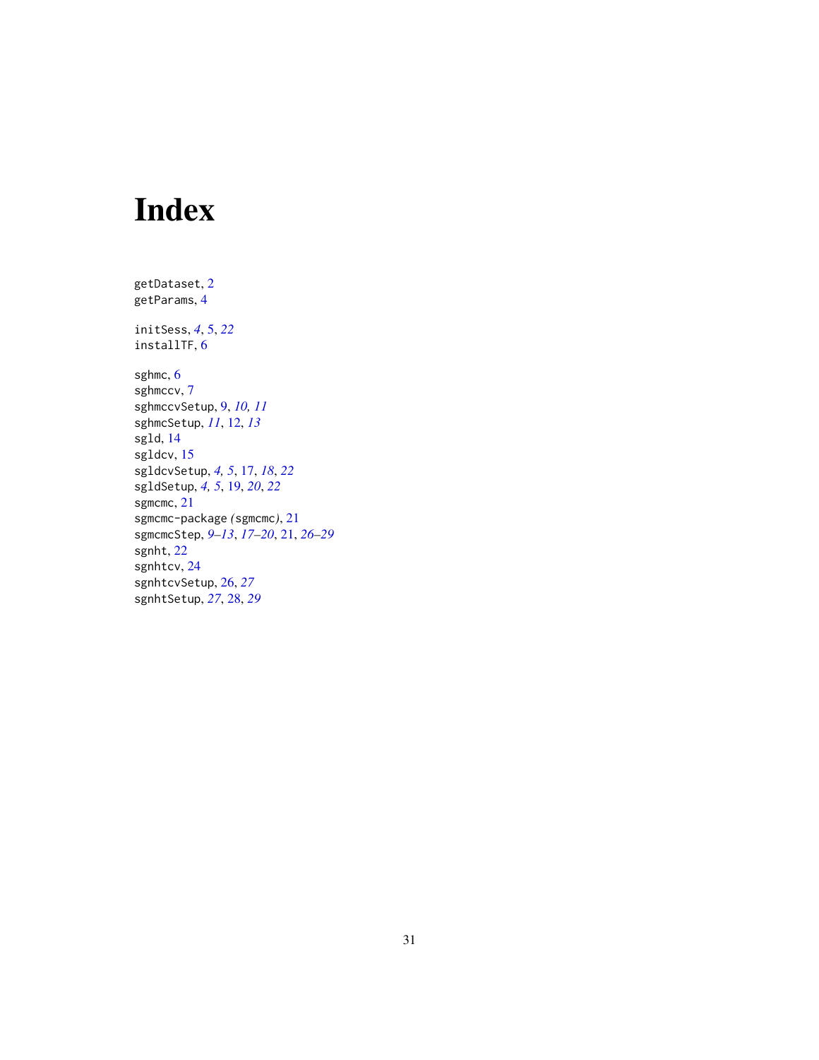# Index

getDataset, 2
getParams, 4

initSess, *4*, 5, *22*
installTF, 6

sghmc, 6
sghmccv, 7
sghmccvSetup, 9, *10, 11*
sghmcSetup, *11*, 12, *13*
sgld, 14
sgldcv, 15
sgldcvSetup, *4, 5*, 17, *18*, *22*
sgldSetup, *4, 5*, 19, *20*, *22*
sgmcmc, 21
sgmcmc-package *(*sgmcmc*)*, 21
sgmcmcStep, *9–13*, *17–20*, 21, *26–29*
sgnht, 22
sgnhtcv, 24
sgnhtcvSetup, 26, *27*
sgnhtSetup, *27*, 28, *29*